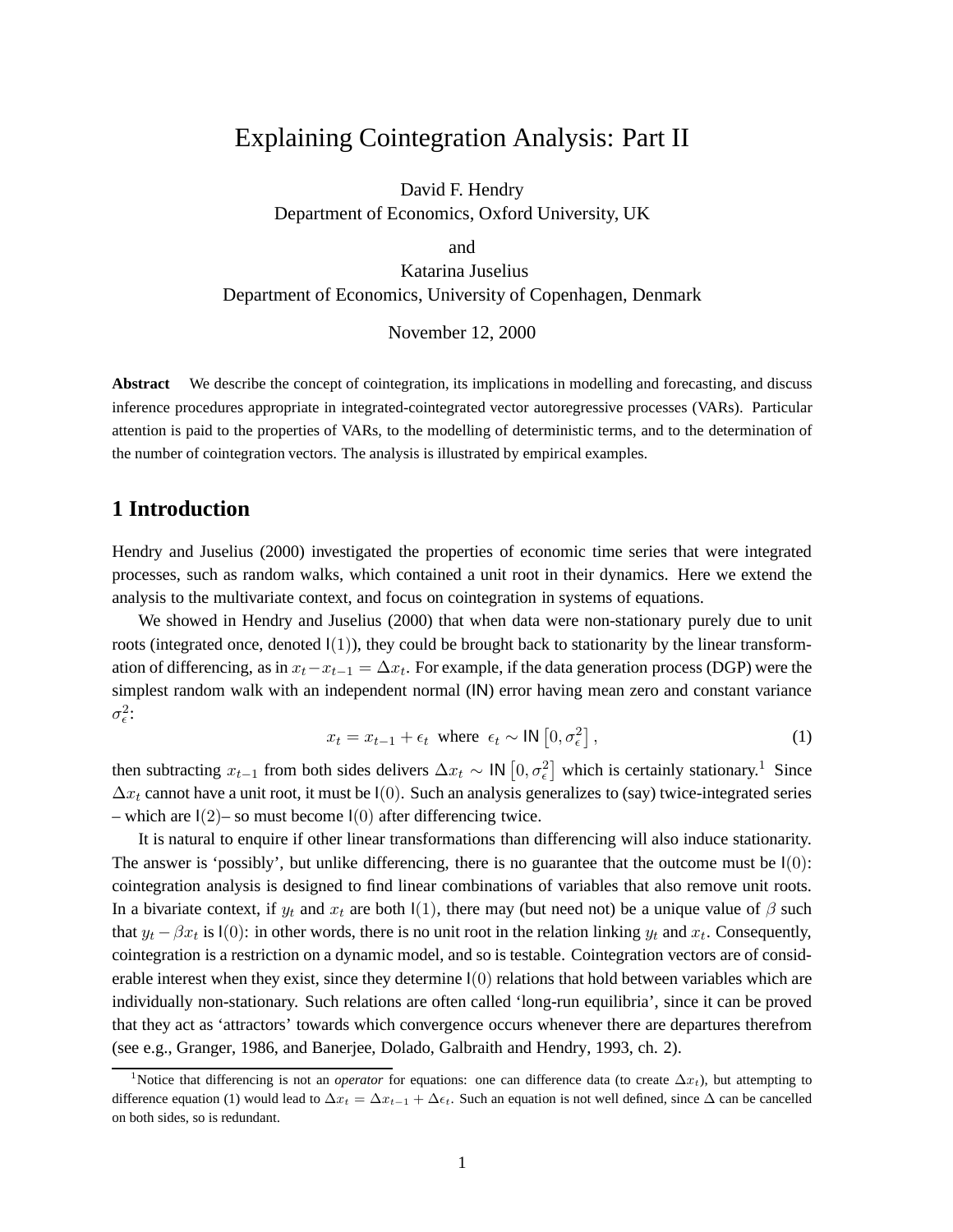# Explaining Cointegration Analysis: Part II

David F. Hendry
Department of Economics, Oxford University, UK

and

Katarina Juselius
Department of Economics, University of Copenhagen, Denmark

November 12, 2000

**Abstract** We describe the concept of cointegration, its implications in modelling and forecasting, and discuss inference procedures appropriate in integrated-cointegrated vector autoregressive processes (VARs). Particular attention is paid to the properties of VARs, to the modelling of deterministic terms, and to the determination of the number of cointegration vectors. The analysis is illustrated by empirical examples.

## 1 Introduction

Hendry and Juselius (2000) investigated the properties of economic time series that were integrated processes, such as random walks, which contained a unit root in their dynamics. Here we extend the analysis to the multivariate context, and focus on cointegration in systems of equations.

We showed in Hendry and Juselius (2000) that when data were non-stationary purely due to unit roots (integrated once, denoted $\mathsf{I}(1)$), they could be brought back to stationarity by the linear transformation of differencing, as in $x_t - x_{t-1} = \Delta x_t$. For example, if the data generation process (DGP) were the simplest random walk with an independent normal (IN) error having mean zero and constant variance $\sigma_\epsilon^2$:

$$x_t = x_{t-1} + \epsilon_t \text{ where } \epsilon_t \sim \mathsf{IN}\left[0, \sigma_\epsilon^2\right], \tag{1}$$

then subtracting $x_{t-1}$ from both sides delivers $\Delta x_t \sim \mathsf{IN}\left[0, \sigma_\epsilon^2\right]$ which is certainly stationary.[1] Since $\Delta x_t$ cannot have a unit root, it must be $\mathsf{I}(0)$. Such an analysis generalizes to (say) twice-integrated series – which are $\mathsf{I}(2)$– so must become $\mathsf{I}(0)$ after differencing twice.

It is natural to enquire if other linear transformations than differencing will also induce stationarity. The answer is 'possibly', but unlike differencing, there is no guarantee that the outcome must be $\mathsf{I}(0)$: cointegration analysis is designed to find linear combinations of variables that also remove unit roots. In a bivariate context, if $y_t$ and $x_t$ are both $\mathsf{I}(1)$, there may (but need not) be a unique value of $\beta$ such that $y_t - \beta x_t$ is $\mathsf{I}(0)$: in other words, there is no unit root in the relation linking $y_t$ and $x_t$. Consequently, cointegration is a restriction on a dynamic model, and so is testable. Cointegration vectors are of considerable interest when they exist, since they determine $\mathsf{I}(0)$ relations that hold between variables which are individually non-stationary. Such relations are often called 'long-run equilibria', since it can be proved that they act as 'attractors' towards which convergence occurs whenever there are departures therefrom (see e.g., Granger, 1986, and Banerjee, Dolado, Galbraith and Hendry, 1993, ch. 2).

[1] Notice that differencing is not an *operator* for equations: one can difference data (to create $\Delta x_t$), but attempting to difference equation (1) would lead to $\Delta x_t = \Delta x_{t-1} + \Delta \epsilon_t$. Such an equation is not well defined, since $\Delta$ can be cancelled on both sides, so is redundant.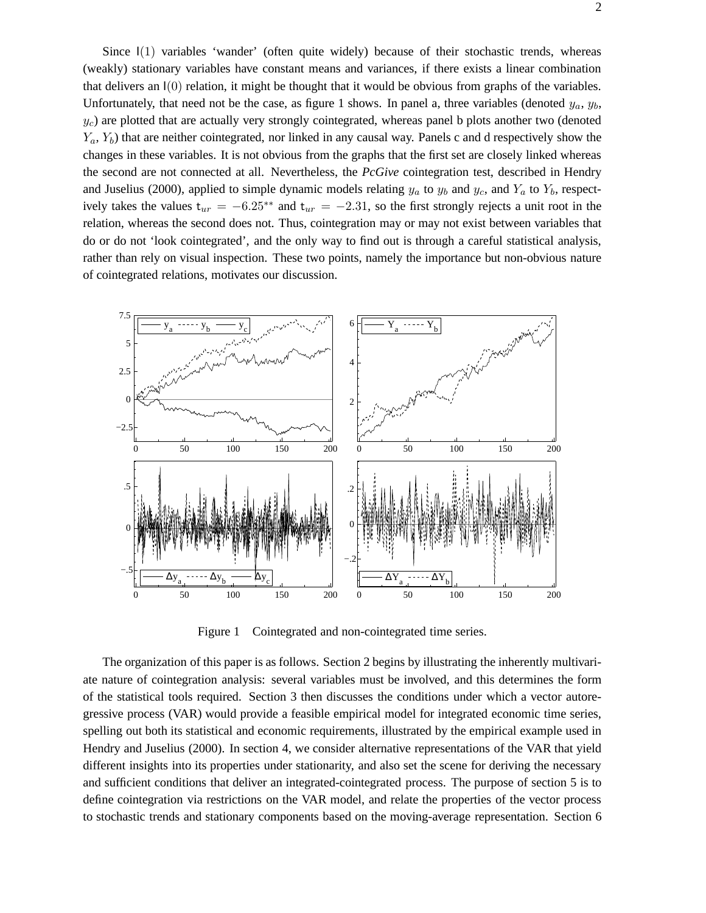Since I(1) variables 'wander' (often quite widely) because of their stochastic trends, whereas (weakly) stationary variables have constant means and variances, if there exists a linear combination that delivers an I(0) relation, it might be thought that it would be obvious from graphs of the variables. Unfortunately, that need not be the case, as figure 1 shows. In panel a, three variables (denoted $y_a$, $y_b$, $y_c$) are plotted that are actually very strongly cointegrated, whereas panel b plots another two (denoted $Y_a$, $Y_b$) that are neither cointegrated, nor linked in any causal way. Panels c and d respectively show the changes in these variables. It is not obvious from the graphs that the first set are closely linked whereas the second are not connected at all. Nevertheless, the *PcGive* cointegration test, described in Hendry and Juselius (2000), applied to simple dynamic models relating $y_a$ to $y_b$ and $y_c$, and $Y_a$ to $Y_b$, respectively takes the values $\mathsf{t}_{ur} = -6.25^{**}$ and $\mathsf{t}_{ur} = -2.31$, so the first strongly rejects a unit root in the relation, whereas the second does not. Thus, cointegration may or may not exist between variables that do or do not 'look cointegrated', and the only way to find out is through a careful statistical analysis, rather than rely on visual inspection. These two points, namely the importance but non-obvious nature of cointegrated relations, motivates our discussion.

Figure 1 Cointegrated and non-cointegrated time series.

The organization of this paper is as follows. Section 2 begins by illustrating the inherently multivariate nature of cointegration analysis: several variables must be involved, and this determines the form of the statistical tools required. Section 3 then discusses the conditions under which a vector autoregressive process (VAR) would provide a feasible empirical model for integrated economic time series, spelling out both its statistical and economic requirements, illustrated by the empirical example used in Hendry and Juselius (2000). In section 4, we consider alternative representations of the VAR that yield different insights into its properties under stationarity, and also set the scene for deriving the necessary and sufficient conditions that deliver an integrated-cointegrated process. The purpose of section 5 is to define cointegration via restrictions on the VAR model, and relate the properties of the vector process to stochastic trends and stationary components based on the moving-average representation. Section 6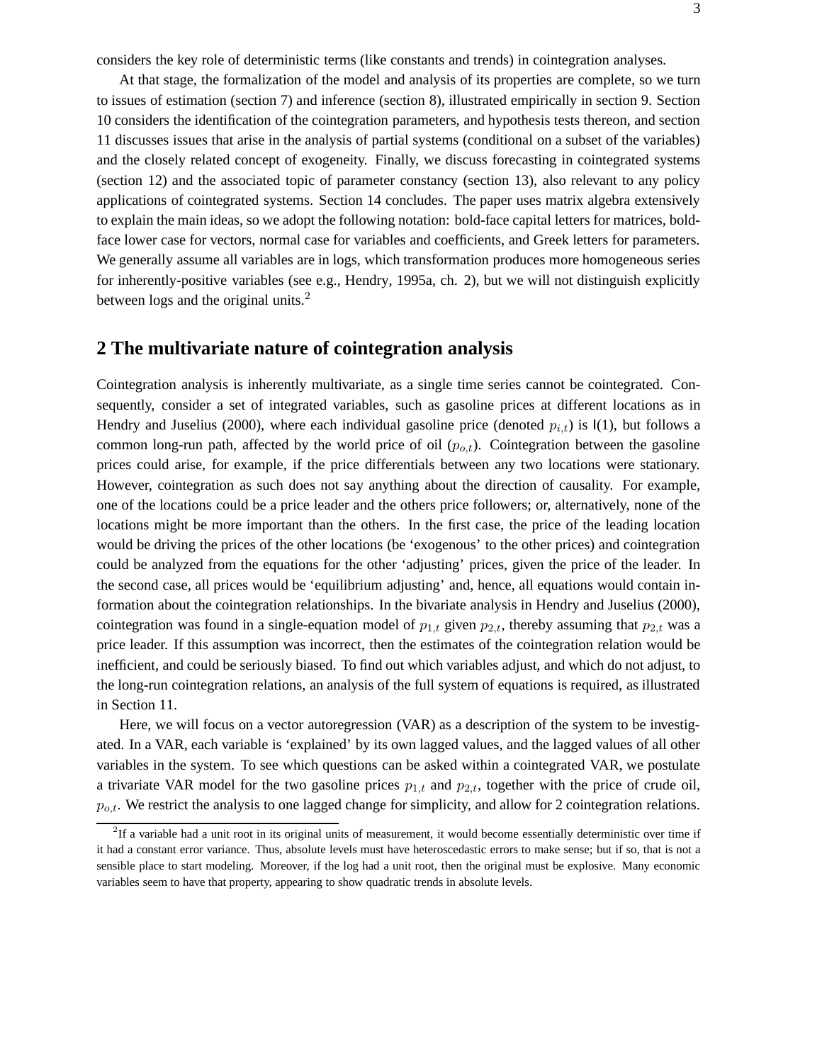considers the key role of deterministic terms (like constants and trends) in cointegration analyses.

At that stage, the formalization of the model and analysis of its properties are complete, so we turn to issues of estimation (section 7) and inference (section 8), illustrated empirically in section 9. Section 10 considers the identification of the cointegration parameters, and hypothesis tests thereon, and section 11 discusses issues that arise in the analysis of partial systems (conditional on a subset of the variables) and the closely related concept of exogeneity. Finally, we discuss forecasting in cointegrated systems (section 12) and the associated topic of parameter constancy (section 13), also relevant to any policy applications of cointegrated systems. Section 14 concludes. The paper uses matrix algebra extensively to explain the main ideas, so we adopt the following notation: bold-face capital letters for matrices, bold-face lower case for vectors, normal case for variables and coefficients, and Greek letters for parameters. We generally assume all variables are in logs, which transformation produces more homogeneous series for inherently-positive variables (see e.g., Hendry, 1995a, ch. 2), but we will not distinguish explicitly between logs and the original units.[2]

## 2 The multivariate nature of cointegration analysis

Cointegration analysis is inherently multivariate, as a single time series cannot be cointegrated. Consequently, consider a set of integrated variables, such as gasoline prices at different locations as in Hendry and Juselius (2000), where each individual gasoline price (denoted $p_{i,t}$) is I(1), but follows a common long-run path, affected by the world price of oil ($p_{o,t}$). Cointegration between the gasoline prices could arise, for example, if the price differentials between any two locations were stationary. However, cointegration as such does not say anything about the direction of causality. For example, one of the locations could be a price leader and the others price followers; or, alternatively, none of the locations might be more important than the others. In the first case, the price of the leading location would be driving the prices of the other locations (be 'exogenous' to the other prices) and cointegration could be analyzed from the equations for the other 'adjusting' prices, given the price of the leader. In the second case, all prices would be 'equilibrium adjusting' and, hence, all equations would contain information about the cointegration relationships. In the bivariate analysis in Hendry and Juselius (2000), cointegration was found in a single-equation model of $p_{1,t}$ given $p_{2,t}$, thereby assuming that $p_{2,t}$ was a price leader. If this assumption was incorrect, then the estimates of the cointegration relation would be inefficient, and could be seriously biased. To find out which variables adjust, and which do not adjust, to the long-run cointegration relations, an analysis of the full system of equations is required, as illustrated in Section 11.

Here, we will focus on a vector autoregression (VAR) as a description of the system to be investigated. In a VAR, each variable is 'explained' by its own lagged values, and the lagged values of all other variables in the system. To see which questions can be asked within a cointegrated VAR, we postulate a trivariate VAR model for the two gasoline prices $p_{1,t}$ and $p_{2,t}$, together with the price of crude oil, $p_{o,t}$. We restrict the analysis to one lagged change for simplicity, and allow for 2 cointegration relations.

[2] If a variable had a unit root in its original units of measurement, it would become essentially deterministic over time if it had a constant error variance. Thus, absolute levels must have heteroscedastic errors to make sense; but if so, that is not a sensible place to start modeling. Moreover, if the log had a unit root, then the original must be explosive. Many economic variables seem to have that property, appearing to show quadratic trends in absolute levels.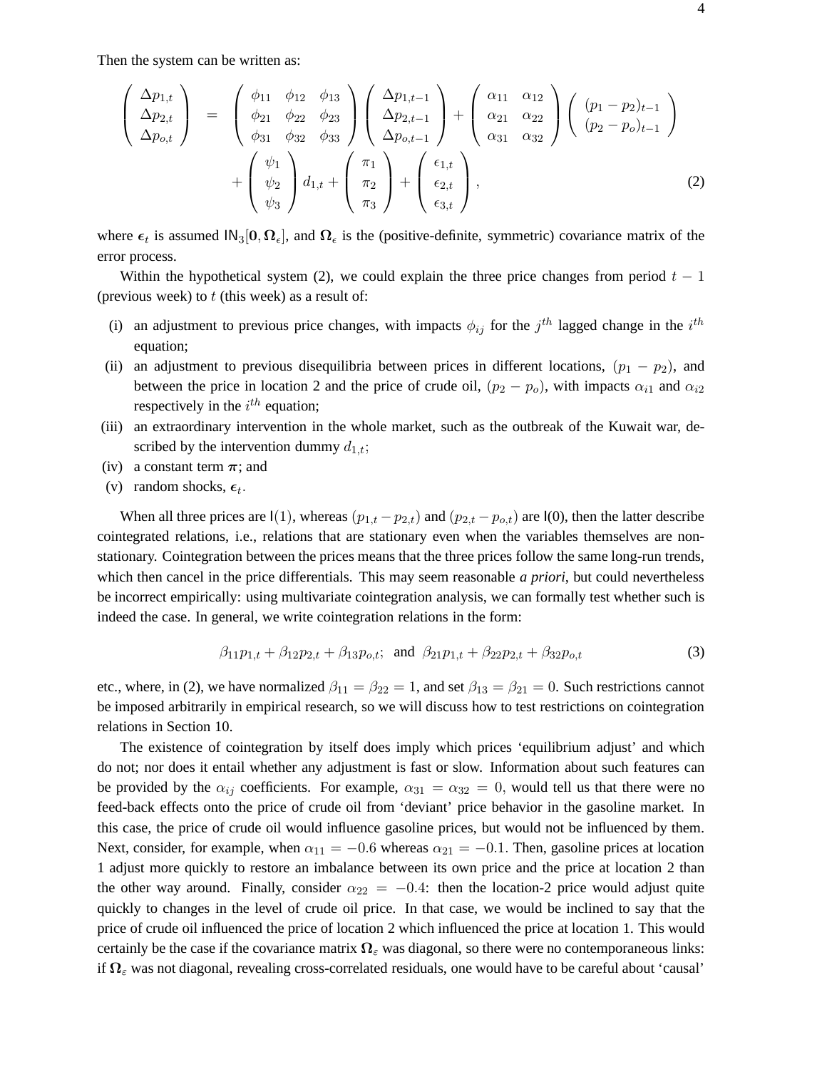Then the system can be written as:

$$
\begin{aligned}
\begin{pmatrix} \Delta p_{1,t} \\ \Delta p_{2,t} \\ \Delta p_{o,t} \end{pmatrix} &= \begin{pmatrix} \phi_{11} & \phi_{12} & \phi_{13} \\ \phi_{21} & \phi_{22} & \phi_{23} \\ \phi_{31} & \phi_{32} & \phi_{33} \end{pmatrix} \begin{pmatrix} \Delta p_{1,t-1} \\ \Delta p_{2,t-1} \\ \Delta p_{o,t-1} \end{pmatrix} + \begin{pmatrix} \alpha_{11} & \alpha_{12} \\ \alpha_{21} & \alpha_{22} \\ \alpha_{31} & \alpha_{32} \end{pmatrix} \begin{pmatrix} (p_1 - p_2)_{t-1} \\ (p_2 - p_o)_{t-1} \end{pmatrix} \\
&\quad + \begin{pmatrix} \psi_1 \\ \psi_2 \\ \psi_3 \end{pmatrix} d_{1,t} + \begin{pmatrix} \pi_1 \\ \pi_2 \\ \pi_3 \end{pmatrix} + \begin{pmatrix} \epsilon_{1,t} \\ \epsilon_{2,t} \\ \epsilon_{3,t} \end{pmatrix}, \qquad (2)
\end{aligned}
$$

where $\boldsymbol{\epsilon}_t$ is assumed $\mathsf{IN}_3[\mathbf{0}, \boldsymbol{\Omega}_\epsilon]$, and $\boldsymbol{\Omega}_\epsilon$ is the (positive-definite, symmetric) covariance matrix of the error process.

Within the hypothetical system (2), we could explain the three price changes from period $t-1$ (previous week) to $t$ (this week) as a result of:

(i) an adjustment to previous price changes, with impacts $\phi_{ij}$ for the $j^{th}$ lagged change in the $i^{th}$ equation;

(ii) an adjustment to previous disequilibria between prices in different locations, $(p_1 - p_2)$, and between the price in location 2 and the price of crude oil, $(p_2 - p_o)$, with impacts $\alpha_{i1}$ and $\alpha_{i2}$ respectively in the $i^{th}$ equation;

(iii) an extraordinary intervention in the whole market, such as the outbreak of the Kuwait war, described by the intervention dummy $d_{1,t}$;

(iv) a constant term $\boldsymbol{\pi}$; and

(v) random shocks, $\boldsymbol{\epsilon}_t$.

When all three prices are $\mathsf{I}(1)$, whereas $(p_{1,t} - p_{2,t})$ and $(p_{2,t} - p_{o,t})$ are $\mathsf{I}(0)$, then the latter describe cointegrated relations, i.e., relations that are stationary even when the variables themselves are non-stationary. Cointegration between the prices means that the three prices follow the same long-run trends, which then cancel in the price differentials. This may seem reasonable *a priori*, but could nevertheless be incorrect empirically: using multivariate cointegration analysis, we can formally test whether such is indeed the case. In general, we write cointegration relations in the form:

$$
\beta_{11} p_{1,t} + \beta_{12} p_{2,t} + \beta_{13} p_{o,t}; \text{ and } \beta_{21} p_{1,t} + \beta_{22} p_{2,t} + \beta_{32} p_{o,t} \qquad (3)
$$

etc., where, in (2), we have normalized $\beta_{11} = \beta_{22} = 1$, and set $\beta_{13} = \beta_{21} = 0$. Such restrictions cannot be imposed arbitrarily in empirical research, so we will discuss how to test restrictions on cointegration relations in Section 10.

The existence of cointegration by itself does imply which prices 'equilibrium adjust' and which do not; nor does it entail whether any adjustment is fast or slow. Information about such features can be provided by the $\alpha_{ij}$ coefficients. For example, $\alpha_{31} = \alpha_{32} = 0$, would tell us that there were no feed-back effects onto the price of crude oil from 'deviant' price behavior in the gasoline market. In this case, the price of crude oil would influence gasoline prices, but would not be influenced by them. Next, consider, for example, when $\alpha_{11} = -0.6$ whereas $\alpha_{21} = -0.1$. Then, gasoline prices at location 1 adjust more quickly to restore an imbalance between its own price and the price at location 2 than the other way around. Finally, consider $\alpha_{22} = -0.4$: then the location-2 price would adjust quite quickly to changes in the level of crude oil price. In that case, we would be inclined to say that the price of crude oil influenced the price of location 2 which influenced the price at location 1. This would certainly be the case if the covariance matrix $\boldsymbol{\Omega}_\varepsilon$ was diagonal, so there were no contemporaneous links: if $\boldsymbol{\Omega}_\varepsilon$ was not diagonal, revealing cross-correlated residuals, one would have to be careful about 'causal'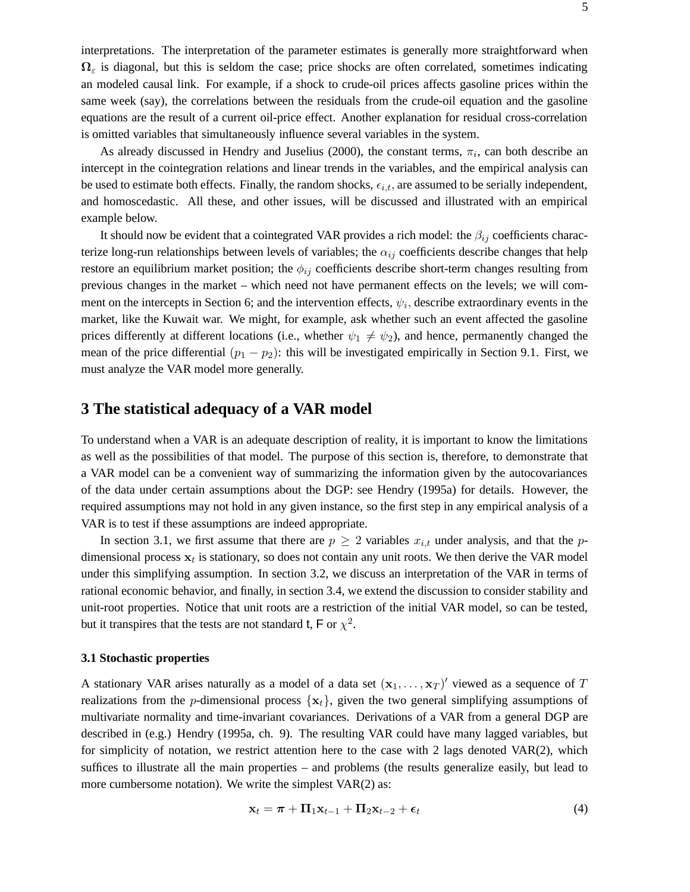interpretations. The interpretation of the parameter estimates is generally more straightforward when $\mathbf{\Omega}_\varepsilon$ is diagonal, but this is seldom the case; price shocks are often correlated, sometimes indicating an modeled causal link. For example, if a shock to crude-oil prices affects gasoline prices within the same week (say), the correlations between the residuals from the crude-oil equation and the gasoline equations are the result of a current oil-price effect. Another explanation for residual cross-correlation is omitted variables that simultaneously influence several variables in the system.

As already discussed in Hendry and Juselius (2000), the constant terms, $\pi_i$, can both describe an intercept in the cointegration relations and linear trends in the variables, and the empirical analysis can be used to estimate both effects. Finally, the random shocks, $\epsilon_{i,t}$, are assumed to be serially independent, and homoscedastic. All these, and other issues, will be discussed and illustrated with an empirical example below.

It should now be evident that a cointegrated VAR provides a rich model: the $\beta_{ij}$ coefficients characterize long-run relationships between levels of variables; the $\alpha_{ij}$ coefficients describe changes that help restore an equilibrium market position; the $\phi_{ij}$ coefficients describe short-term changes resulting from previous changes in the market – which need not have permanent effects on the levels; we will comment on the intercepts in Section 6; and the intervention effects, $\psi_i$, describe extraordinary events in the market, like the Kuwait war. We might, for example, ask whether such an event affected the gasoline prices differently at different locations (i.e., whether $\psi_1 \neq \psi_2$), and hence, permanently changed the mean of the price differential $(p_1 - p_2)$: this will be investigated empirically in Section 9.1. First, we must analyze the VAR model more generally.

## 3 The statistical adequacy of a VAR model

To understand when a VAR is an adequate description of reality, it is important to know the limitations as well as the possibilities of that model. The purpose of this section is, therefore, to demonstrate that a VAR model can be a convenient way of summarizing the information given by the autocovariances of the data under certain assumptions about the DGP: see Hendry (1995a) for details. However, the required assumptions may not hold in any given instance, so the first step in any empirical analysis of a VAR is to test if these assumptions are indeed appropriate.

In section 3.1, we first assume that there are $p \geq 2$ variables $x_{i,t}$ under analysis, and that the $p$-dimensional process $\mathbf{x}_t$ is stationary, so does not contain any unit roots. We then derive the VAR model under this simplifying assumption. In section 3.2, we discuss an interpretation of the VAR in terms of rational economic behavior, and finally, in section 3.4, we extend the discussion to consider stability and unit-root properties. Notice that unit roots are a restriction of the initial VAR model, so can be tested, but it transpires that the tests are not standard t, F or $\chi^2$.

### 3.1 Stochastic properties

A stationary VAR arises naturally as a model of a data set $(\mathbf{x}_1, \ldots, \mathbf{x}_T)'$ viewed as a sequence of $T$ realizations from the $p$-dimensional process $\{\mathbf{x}_t\}$, given the two general simplifying assumptions of multivariate normality and time-invariant covariances. Derivations of a VAR from a general DGP are described in (e.g.) Hendry (1995a, ch. 9). The resulting VAR could have many lagged variables, but for simplicity of notation, we restrict attention here to the case with 2 lags denoted VAR(2), which suffices to illustrate all the main properties – and problems (the results generalize easily, but lead to more cumbersome notation). We write the simplest VAR(2) as:

$$\mathbf{x}_t = \boldsymbol{\pi} + \mathbf{\Pi}_1 \mathbf{x}_{t-1} + \mathbf{\Pi}_2 \mathbf{x}_{t-2} + \boldsymbol{\epsilon}_t \tag{4}$$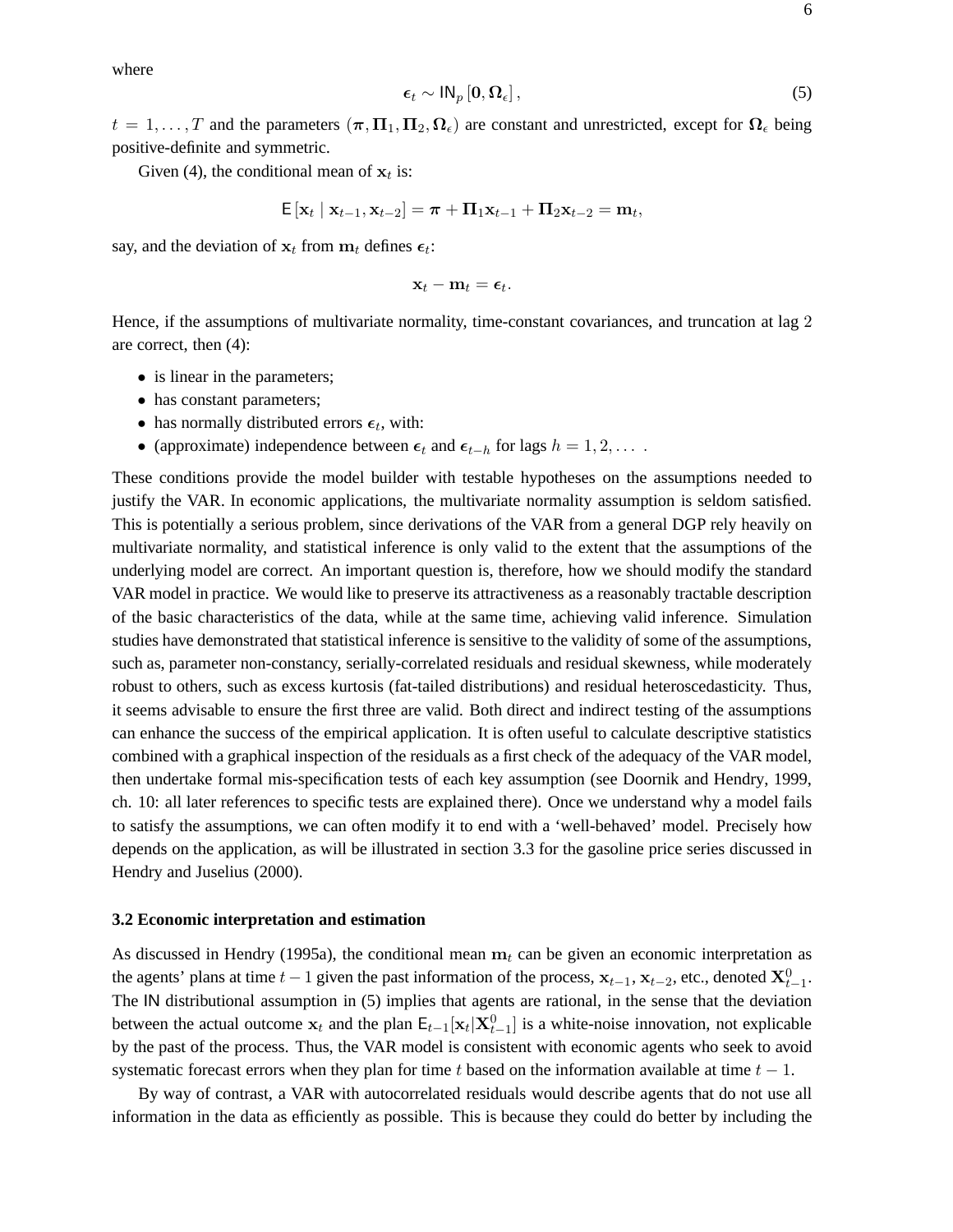where

$$\boldsymbol{\epsilon}_t \sim \mathsf{IN}_p\left[\mathbf{0}, \boldsymbol{\Omega}_\epsilon\right], \tag{5}$$

$t = 1, \ldots, T$ and the parameters $(\boldsymbol{\pi}, \boldsymbol{\Pi}_1, \boldsymbol{\Pi}_2, \boldsymbol{\Omega}_\epsilon)$ are constant and unrestricted, except for $\boldsymbol{\Omega}_\epsilon$ being positive-definite and symmetric.

Given (4), the conditional mean of $\mathbf{x}_t$ is:

$$\mathsf{E}\left[\mathbf{x}_t \mid \mathbf{x}_{t-1}, \mathbf{x}_{t-2}\right] = \boldsymbol{\pi} + \boldsymbol{\Pi}_1 \mathbf{x}_{t-1} + \boldsymbol{\Pi}_2 \mathbf{x}_{t-2} = \mathbf{m}_t,$$

say, and the deviation of $\mathbf{x}_t$ from $\mathbf{m}_t$ defines $\boldsymbol{\epsilon}_t$:

$$\mathbf{x}_t - \mathbf{m}_t = \boldsymbol{\epsilon}_t.$$

Hence, if the assumptions of multivariate normality, time-constant covariances, and truncation at lag 2 are correct, then (4):

- is linear in the parameters;
- has constant parameters;
- has normally distributed errors $\boldsymbol{\epsilon}_t$, with:
- (approximate) independence between $\boldsymbol{\epsilon}_t$ and $\boldsymbol{\epsilon}_{t-h}$ for lags $h = 1, 2, \ldots$ .

These conditions provide the model builder with testable hypotheses on the assumptions needed to justify the VAR. In economic applications, the multivariate normality assumption is seldom satisfied. This is potentially a serious problem, since derivations of the VAR from a general DGP rely heavily on multivariate normality, and statistical inference is only valid to the extent that the assumptions of the underlying model are correct. An important question is, therefore, how we should modify the standard VAR model in practice. We would like to preserve its attractiveness as a reasonably tractable description of the basic characteristics of the data, while at the same time, achieving valid inference. Simulation studies have demonstrated that statistical inference is sensitive to the validity of some of the assumptions, such as, parameter non-constancy, serially-correlated residuals and residual skewness, while moderately robust to others, such as excess kurtosis (fat-tailed distributions) and residual heteroscedasticity. Thus, it seems advisable to ensure the first three are valid. Both direct and indirect testing of the assumptions can enhance the success of the empirical application. It is often useful to calculate descriptive statistics combined with a graphical inspection of the residuals as a first check of the adequacy of the VAR model, then undertake formal mis-specification tests of each key assumption (see Doornik and Hendry, 1999, ch. 10: all later references to specific tests are explained there). Once we understand why a model fails to satisfy the assumptions, we can often modify it to end with a 'well-behaved' model. Precisely how depends on the application, as will be illustrated in section 3.3 for the gasoline price series discussed in Hendry and Juselius (2000).

### 3.2 Economic interpretation and estimation

As discussed in Hendry (1995a), the conditional mean $\mathbf{m}_t$ can be given an economic interpretation as the agents' plans at time $t-1$ given the past information of the process, $\mathbf{x}_{t-1}$, $\mathbf{x}_{t-2}$, etc., denoted $\mathbf{X}_{t-1}^0$. The IN distributional assumption in (5) implies that agents are rational, in the sense that the deviation between the actual outcome $\mathbf{x}_t$ and the plan $\mathsf{E}_{t-1}[\mathbf{x}_t|\mathbf{X}_{t-1}^0]$ is a white-noise innovation, not explicable by the past of the process. Thus, the VAR model is consistent with economic agents who seek to avoid systematic forecast errors when they plan for time $t$ based on the information available at time $t-1$.

By way of contrast, a VAR with autocorrelated residuals would describe agents that do not use all information in the data as efficiently as possible. This is because they could do better by including the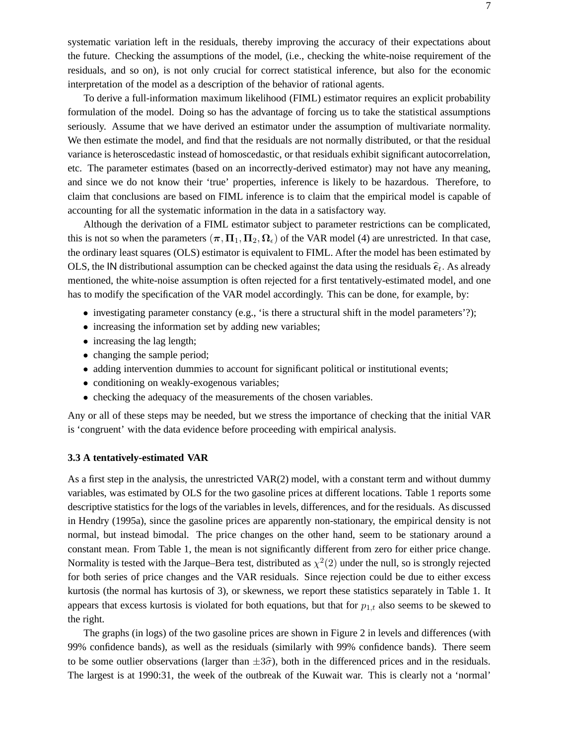systematic variation left in the residuals, thereby improving the accuracy of their expectations about the future. Checking the assumptions of the model, (i.e., checking the white-noise requirement of the residuals, and so on), is not only crucial for correct statistical inference, but also for the economic interpretation of the model as a description of the behavior of rational agents.

To derive a full-information maximum likelihood (FIML) estimator requires an explicit probability formulation of the model. Doing so has the advantage of forcing us to take the statistical assumptions seriously. Assume that we have derived an estimator under the assumption of multivariate normality. We then estimate the model, and find that the residuals are not normally distributed, or that the residual variance is heteroscedastic instead of homoscedastic, or that residuals exhibit significant autocorrelation, etc. The parameter estimates (based on an incorrectly-derived estimator) may not have any meaning, and since we do not know their 'true' properties, inference is likely to be hazardous. Therefore, to claim that conclusions are based on FIML inference is to claim that the empirical model is capable of accounting for all the systematic information in the data in a satisfactory way.

Although the derivation of a FIML estimator subject to parameter restrictions can be complicated, this is not so when the parameters $(\boldsymbol{\pi}, \boldsymbol{\Pi}_1, \boldsymbol{\Pi}_2, \boldsymbol{\Omega}_\epsilon)$ of the VAR model (4) are unrestricted. In that case, the ordinary least squares (OLS) estimator is equivalent to FIML. After the model has been estimated by OLS, the $\mathsf{IN}$ distributional assumption can be checked against the data using the residuals $\widehat{\boldsymbol{\epsilon}}_t$. As already mentioned, the white-noise assumption is often rejected for a first tentatively-estimated model, and one has to modify the specification of the VAR model accordingly. This can be done, for example, by:

- investigating parameter constancy (e.g., 'is there a structural shift in the model parameters'?);
- increasing the information set by adding new variables;
- increasing the lag length;
- changing the sample period;
- adding intervention dummies to account for significant political or institutional events;
- conditioning on weakly-exogenous variables;
- checking the adequacy of the measurements of the chosen variables.

Any or all of these steps may be needed, but we stress the importance of checking that the initial VAR is 'congruent' with the data evidence before proceeding with empirical analysis.

### 3.3 A tentatively-estimated VAR

As a first step in the analysis, the unrestricted VAR(2) model, with a constant term and without dummy variables, was estimated by OLS for the two gasoline prices at different locations. Table 1 reports some descriptive statistics for the logs of the variables in levels, differences, and for the residuals. As discussed in Hendry (1995a), since the gasoline prices are apparently non-stationary, the empirical density is not normal, but instead bimodal. The price changes on the other hand, seem to be stationary around a constant mean. From Table 1, the mean is not significantly different from zero for either price change. Normality is tested with the Jarque–Bera test, distributed as $\chi^2(2)$ under the null, so is strongly rejected for both series of price changes and the VAR residuals. Since rejection could be due to either excess kurtosis (the normal has kurtosis of 3), or skewness, we report these statistics separately in Table 1. It appears that excess kurtosis is violated for both equations, but that for $p_{1,t}$ also seems to be skewed to the right.

The graphs (in logs) of the two gasoline prices are shown in Figure 2 in levels and differences (with 99% confidence bands), as well as the residuals (similarly with 99% confidence bands). There seem to be some outlier observations (larger than $\pm 3\widehat{\sigma}$), both in the differenced prices and in the residuals. The largest is at 1990:31, the week of the outbreak of the Kuwait war. This is clearly not a 'normal'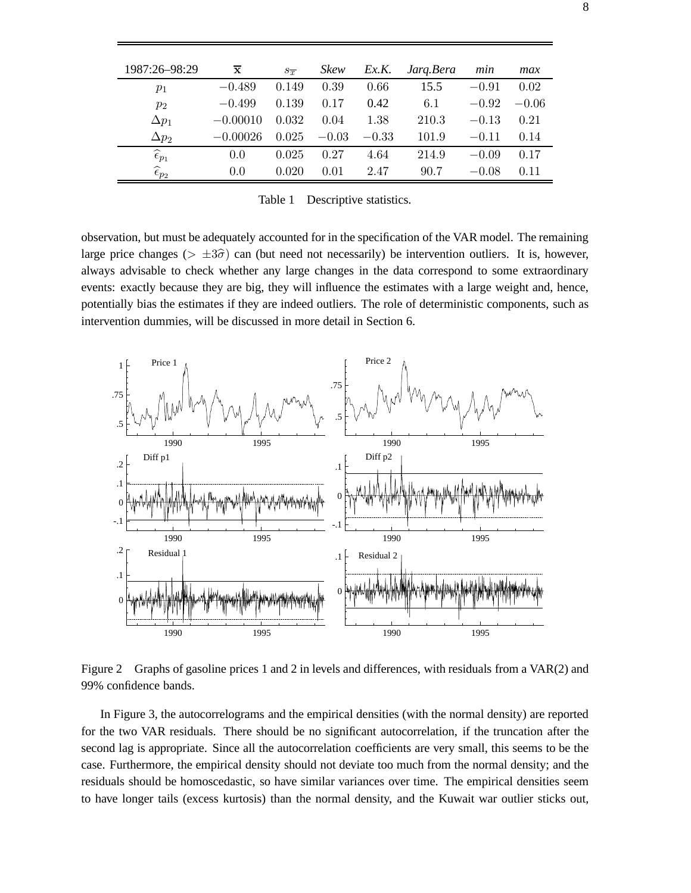| 1987:26–98:29 | $\overline{\mathbf{x}}$ | $s_{\overline{x}}$ | *Skew* | *Ex.K.* | *Jarq.Bera* | *min* | *max* |
|---|---|---|---|---|---|---|---|
| $p_1$ | $-0.489$ | $0.149$ | $0.39$ | $0.66$ | 15.5 | $-0.91$ | $0.02$ |
| $p_2$ | $-0.499$ | $0.139$ | $0.17$ | 0.42 | 6.1 | $-0.92$ | $-0.06$ |
| $\Delta p_1$ | $-0.00010$ | $0.032$ | $0.04$ | $1.38$ | 210.3 | $-0.13$ | $0.21$ |
| $\Delta p_2$ | $-0.00026$ | $0.025$ | $-0.03$ | $-0.33$ | 101.9 | $-0.11$ | $0.14$ |
| $\widehat{\epsilon}_{p_1}$ | $0.0$ | $0.025$ | $0.27$ | $4.64$ | 214.9 | $-0.09$ | $0.17$ |
| $\widehat{\epsilon}_{p_2}$ | $0.0$ | $0.020$ | $0.01$ | $2.47$ | 90.7 | $-0.08$ | $0.11$ |

Table 1 Descriptive statistics.

observation, but must be adequately accounted for in the specification of the VAR model. The remaining large price changes ($> \pm 3\widehat{\sigma}$) can (but need not necessarily) be intervention outliers. It is, however, always advisable to check whether any large changes in the data correspond to some extraordinary events: exactly because they are big, they will influence the estimates with a large weight and, hence, potentially bias the estimates if they are indeed outliers. The role of deterministic components, such as intervention dummies, will be discussed in more detail in Section 6.

Figure 2 Graphs of gasoline prices 1 and 2 in levels and differences, with residuals from a VAR(2) and 99% confidence bands.

In Figure 3, the autocorrelograms and the empirical densities (with the normal density) are reported for the two VAR residuals. There should be no significant autocorrelation, if the truncation after the second lag is appropriate. Since all the autocorrelation coefficients are very small, this seems to be the case. Furthermore, the empirical density should not deviate too much from the normal density; and the residuals should be homoscedastic, so have similar variances over time. The empirical densities seem to have longer tails (excess kurtosis) than the normal density, and the Kuwait war outlier sticks out,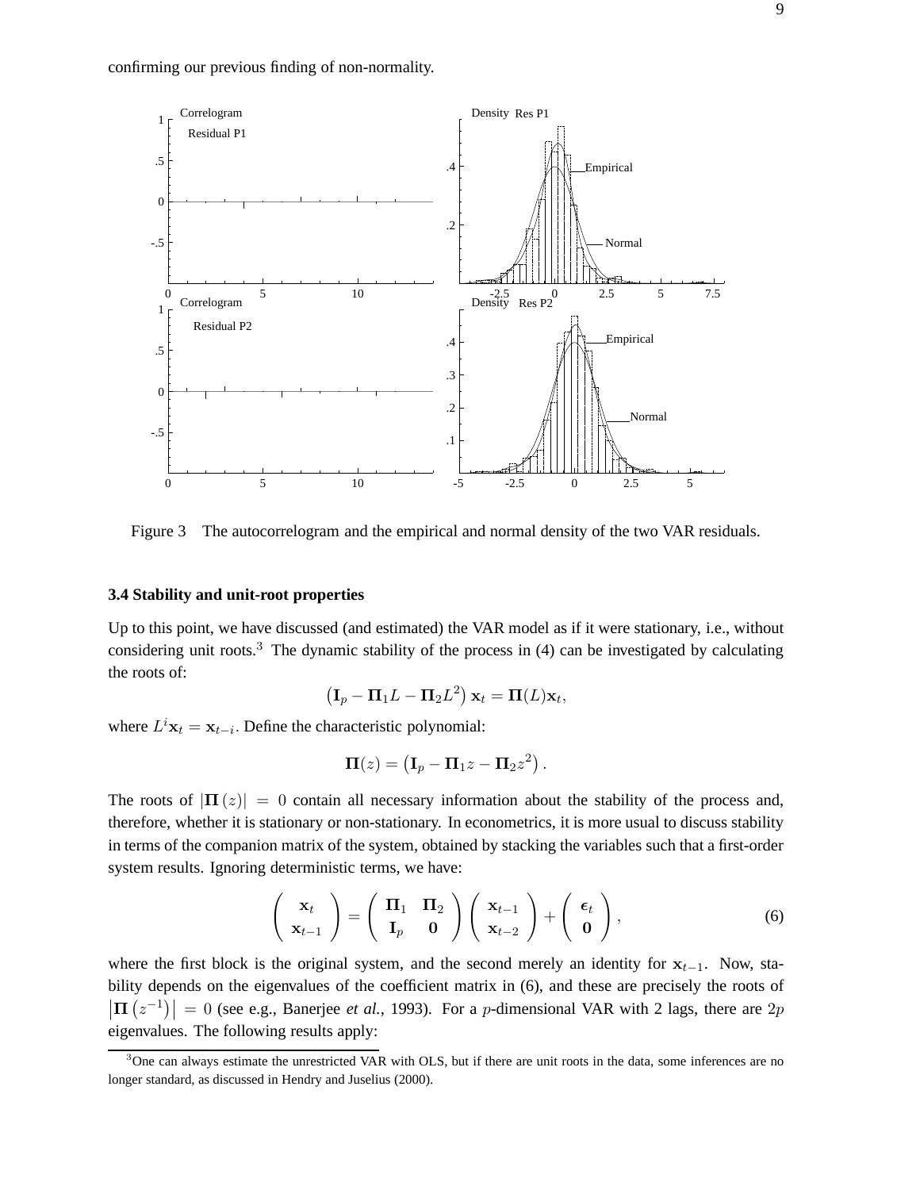confirming our previous finding of non-normality.

Figure 3 The autocorrelogram and the empirical and normal density of the two VAR residuals.

### 3.4 Stability and unit-root properties

Up to this point, we have discussed (and estimated) the VAR model as if it were stationary, i.e., without considering unit roots.[3] The dynamic stability of the process in (4) can be investigated by calculating the roots of:

$$\left(\mathbf{I}_p - \mathbf{\Pi}_1 L - \mathbf{\Pi}_2 L^2\right)\mathbf{x}_t = \mathbf{\Pi}(L)\mathbf{x}_t,$$

where $L^i \mathbf{x}_t = \mathbf{x}_{t-i}$. Define the characteristic polynomial:

$$\mathbf{\Pi}(z) = \left(\mathbf{I}_p - \mathbf{\Pi}_1 z - \mathbf{\Pi}_2 z^2\right).$$

The roots of $|\mathbf{\Pi}(z)| = 0$ contain all necessary information about the stability of the process and, therefore, whether it is stationary or non-stationary. In econometrics, it is more usual to discuss stability in terms of the companion matrix of the system, obtained by stacking the variables such that a first-order system results. Ignoring deterministic terms, we have:

$$\begin{pmatrix} \mathbf{x}_t \\ \mathbf{x}_{t-1} \end{pmatrix} = \begin{pmatrix} \mathbf{\Pi}_1 & \mathbf{\Pi}_2 \\ \mathbf{I}_p & \mathbf{0} \end{pmatrix} \begin{pmatrix} \mathbf{x}_{t-1} \\ \mathbf{x}_{t-2} \end{pmatrix} + \begin{pmatrix} \boldsymbol{\epsilon}_t \\ \mathbf{0} \end{pmatrix}, \tag{6}$$

where the first block is the original system, and the second merely an identity for $\mathbf{x}_{t-1}$. Now, stability depends on the eigenvalues of the coefficient matrix in (6), and these are precisely the roots of $\left|\mathbf{\Pi}\left(z^{-1}\right)\right| = 0$ (see e.g., Banerjee *et al.*, 1993). For a $p$-dimensional VAR with 2 lags, there are $2p$ eigenvalues. The following results apply:

[3] One can always estimate the unrestricted VAR with OLS, but if there are unit roots in the data, some inferences are no longer standard, as discussed in Hendry and Juselius (2000).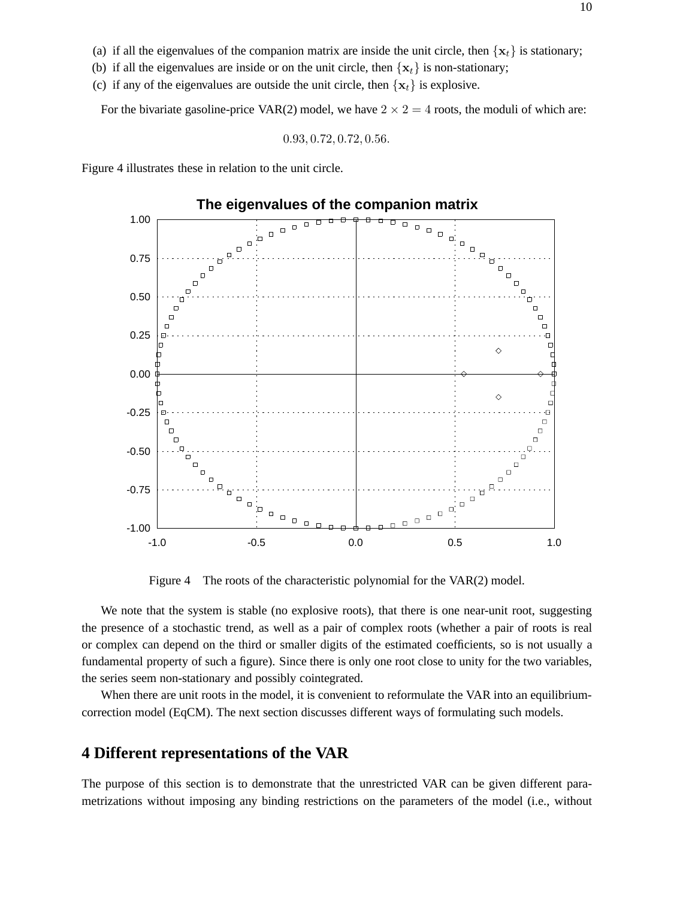(a) if all the eigenvalues of the companion matrix are inside the unit circle, then $\{\mathbf{x}_t\}$ is stationary;
(b) if all the eigenvalues are inside or on the unit circle, then $\{\mathbf{x}_t\}$ is non-stationary;
(c) if any of the eigenvalues are outside the unit circle, then $\{\mathbf{x}_t\}$ is explosive.

For the bivariate gasoline-price VAR(2) model, we have $2 \times 2 = 4$ roots, the moduli of which are:

$$0.93, 0.72, 0.72, 0.56.$$

Figure 4 illustrates these in relation to the unit circle.

Figure 4 The roots of the characteristic polynomial for the VAR(2) model.

We note that the system is stable (no explosive roots), that there is one near-unit root, suggesting the presence of a stochastic trend, as well as a pair of complex roots (whether a pair of roots is real or complex can depend on the third or smaller digits of the estimated coefficients, so is not usually a fundamental property of such a figure). Since there is only one root close to unity for the two variables, the series seem non-stationary and possibly cointegrated.

When there are unit roots in the model, it is convenient to reformulate the VAR into an equilibrium-correction model (EqCM). The next section discusses different ways of formulating such models.

# 4 Different representations of the VAR

The purpose of this section is to demonstrate that the unrestricted VAR can be given different parametrizations without imposing any binding restrictions on the parameters of the model (i.e., without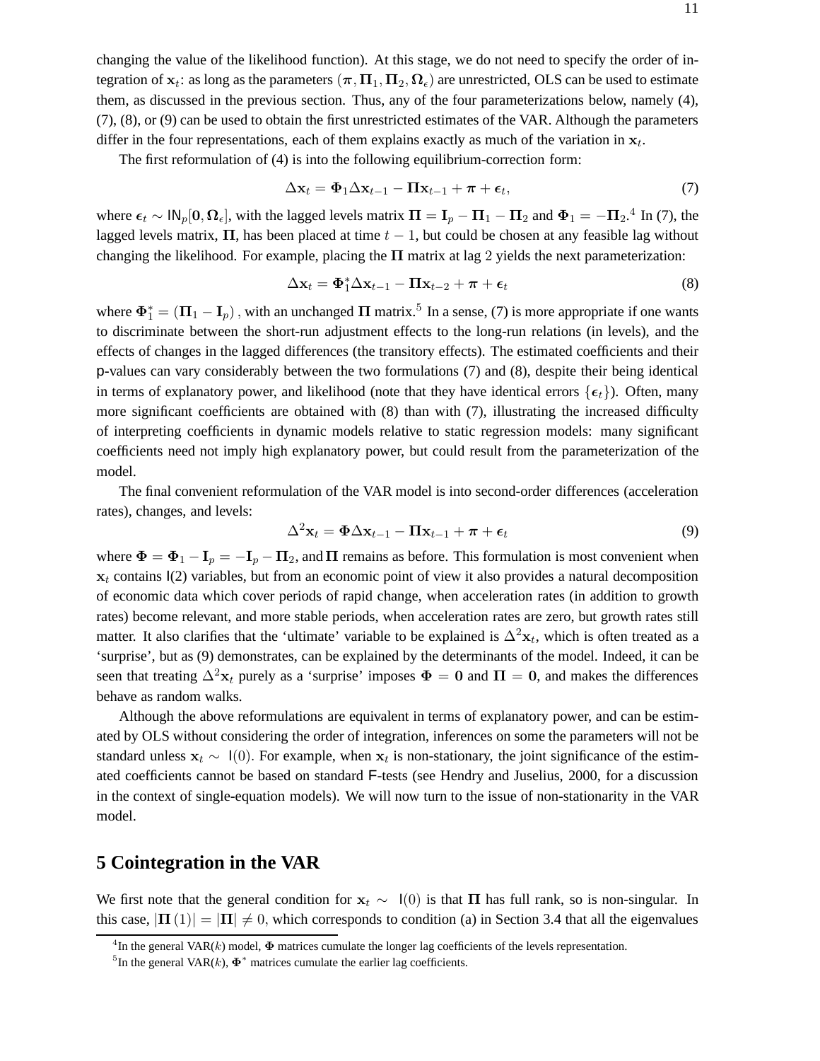changing the value of the likelihood function). At this stage, we do not need to specify the order of integration of $\mathbf{x}_t$: as long as the parameters $(\boldsymbol{\pi}, \mathbf{\Pi}_1, \mathbf{\Pi}_2, \mathbf{\Omega}_\epsilon)$ are unrestricted, OLS can be used to estimate them, as discussed in the previous section. Thus, any of the four parameterizations below, namely (4), (7), (8), or (9) can be used to obtain the first unrestricted estimates of the VAR. Although the parameters differ in the four representations, each of them explains exactly as much of the variation in $\mathbf{x}_t$.

The first reformulation of (4) is into the following equilibrium-correction form:

$$\Delta\mathbf{x}_t = \mathbf{\Phi}_1\Delta\mathbf{x}_{t-1} - \mathbf{\Pi}\mathbf{x}_{t-1} + \boldsymbol{\pi} + \boldsymbol{\epsilon}_t, \tag{7}$$

where $\boldsymbol{\epsilon}_t \sim \mathsf{IN}_p[\mathbf{0}, \mathbf{\Omega}_\epsilon]$, with the lagged levels matrix $\mathbf{\Pi} = \mathbf{I}_p - \mathbf{\Pi}_1 - \mathbf{\Pi}_2$ and $\mathbf{\Phi}_1 = -\mathbf{\Pi}_2$.[4] In (7), the lagged levels matrix, $\mathbf{\Pi}$, has been placed at time $t-1$, but could be chosen at any feasible lag without changing the likelihood. For example, placing the $\mathbf{\Pi}$ matrix at lag 2 yields the next parameterization:

$$\Delta\mathbf{x}_t = \mathbf{\Phi}_1^*\Delta\mathbf{x}_{t-1} - \mathbf{\Pi}\mathbf{x}_{t-2} + \boldsymbol{\pi} + \boldsymbol{\epsilon}_t \tag{8}$$

where $\mathbf{\Phi}_1^* = (\mathbf{\Pi}_1 - \mathbf{I}_p)$, with an unchanged $\mathbf{\Pi}$ matrix.[5] In a sense, (7) is more appropriate if one wants to discriminate between the short-run adjustment effects to the long-run relations (in levels), and the effects of changes in the lagged differences (the transitory effects). The estimated coefficients and their p-values can vary considerably between the two formulations (7) and (8), despite their being identical in terms of explanatory power, and likelihood (note that they have identical errors $\{\boldsymbol{\epsilon}_t\}$). Often, many more significant coefficients are obtained with (8) than with (7), illustrating the increased difficulty of interpreting coefficients in dynamic models relative to static regression models: many significant coefficients need not imply high explanatory power, but could result from the parameterization of the model.

The final convenient reformulation of the VAR model is into second-order differences (acceleration rates), changes, and levels:

$$\Delta^2\mathbf{x}_t = \mathbf{\Phi}\Delta\mathbf{x}_{t-1} - \mathbf{\Pi}\mathbf{x}_{t-1} + \boldsymbol{\pi} + \boldsymbol{\epsilon}_t \tag{9}$$

where $\mathbf{\Phi} = \mathbf{\Phi}_1 - \mathbf{I}_p = -\mathbf{I}_p - \mathbf{\Pi}_2$, and $\mathbf{\Pi}$ remains as before. This formulation is most convenient when $\mathbf{x}_t$ contains I(2) variables, but from an economic point of view it also provides a natural decomposition of economic data which cover periods of rapid change, when acceleration rates (in addition to growth rates) become relevant, and more stable periods, when acceleration rates are zero, but growth rates still matter. It also clarifies that the 'ultimate' variable to be explained is $\Delta^2\mathbf{x}_t$, which is often treated as a 'surprise', but as (9) demonstrates, can be explained by the determinants of the model. Indeed, it can be seen that treating $\Delta^2\mathbf{x}_t$ purely as a 'surprise' imposes $\mathbf{\Phi} = \mathbf{0}$ and $\mathbf{\Pi} = \mathbf{0}$, and makes the differences behave as random walks.

Although the above reformulations are equivalent in terms of explanatory power, and can be estimated by OLS without considering the order of integration, inferences on some the parameters will not be standard unless $\mathbf{x}_t \sim \mathsf{I}(0)$. For example, when $\mathbf{x}_t$ is non-stationary, the joint significance of the estimated coefficients cannot be based on standard F-tests (see Hendry and Juselius, 2000, for a discussion in the context of single-equation models). We will now turn to the issue of non-stationarity in the VAR model.

## 5 Cointegration in the VAR

We first note that the general condition for $\mathbf{x}_t \sim \mathsf{I}(0)$ is that $\mathbf{\Pi}$ has full rank, so is non-singular. In this case, $|\mathbf{\Pi}(1)| = |\mathbf{\Pi}| \neq 0$, which corresponds to condition (a) in Section 3.4 that all the eigenvalues

[4] In the general VAR($k$) model, $\mathbf{\Phi}$ matrices cumulate the longer lag coefficients of the levels representation.

[5] In the general VAR($k$), $\mathbf{\Phi}^*$ matrices cumulate the earlier lag coefficients.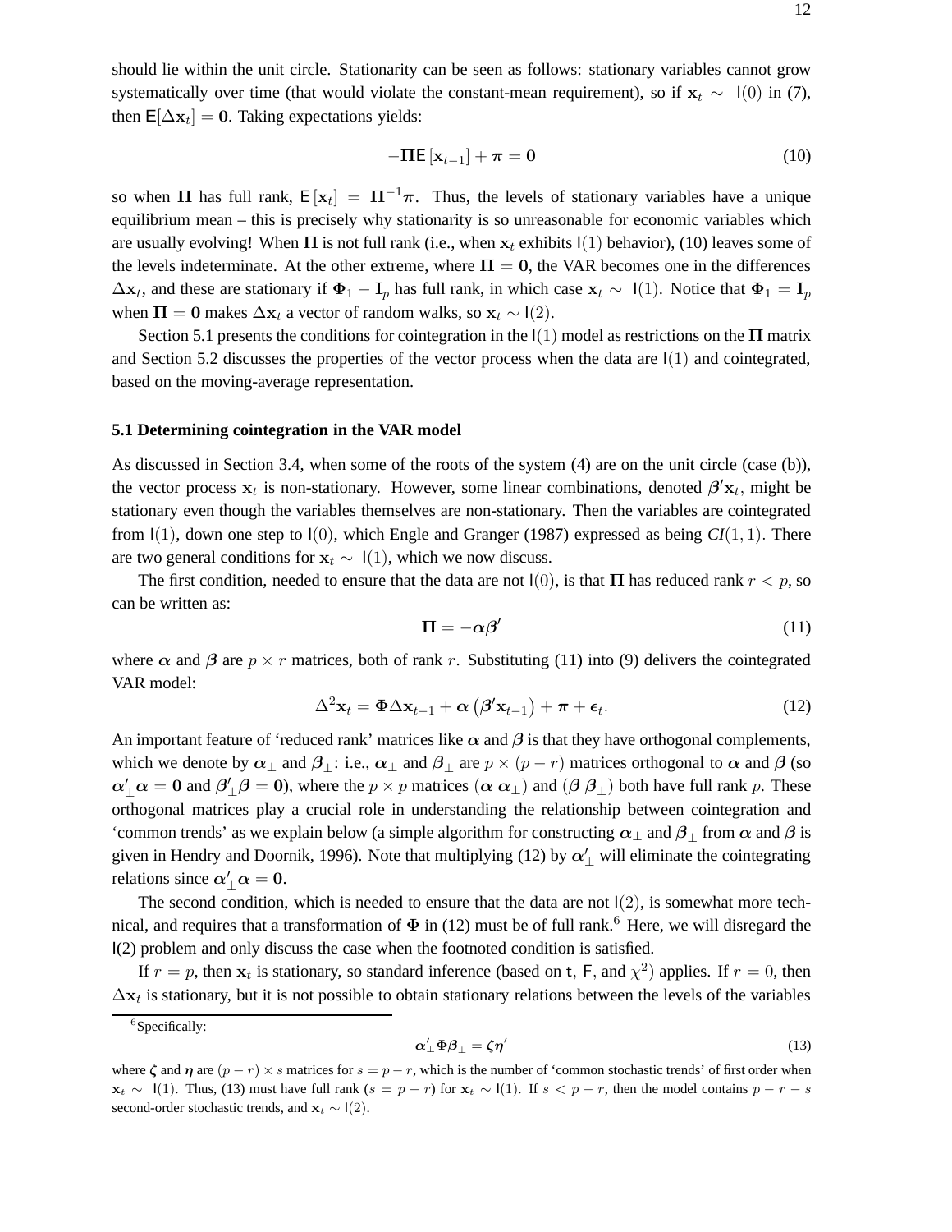should lie within the unit circle. Stationarity can be seen as follows: stationary variables cannot grow systematically over time (that would violate the constant-mean requirement), so if $\mathbf{x}_t \sim \mathsf{I}(0)$ in (7), then $\mathsf{E}[\Delta \mathbf{x}_t] = \mathbf{0}$. Taking expectations yields:

$$-\boldsymbol{\Pi}\mathsf{E}\left[\mathbf{x}_{t-1}\right] + \boldsymbol{\pi} = \mathbf{0} \tag{10}$$

so when $\boldsymbol{\Pi}$ has full rank, $\mathsf{E}\left[\mathbf{x}_t\right] = \boldsymbol{\Pi}^{-1}\boldsymbol{\pi}$. Thus, the levels of stationary variables have a unique equilibrium mean – this is precisely why stationarity is so unreasonable for economic variables which are usually evolving! When $\boldsymbol{\Pi}$ is not full rank (i.e., when $\mathbf{x}_t$ exhibits $\mathsf{I}(1)$ behavior), (10) leaves some of the levels indeterminate. At the other extreme, where $\boldsymbol{\Pi} = \mathbf{0}$, the VAR becomes one in the differences $\Delta \mathbf{x}_t$, and these are stationary if $\boldsymbol{\Phi}_1 - \mathbf{I}_p$ has full rank, in which case $\mathbf{x}_t \sim \mathsf{I}(1)$. Notice that $\boldsymbol{\Phi}_1 = \mathbf{I}_p$ when $\boldsymbol{\Pi} = \mathbf{0}$ makes $\Delta \mathbf{x}_t$ a vector of random walks, so $\mathbf{x}_t \sim \mathsf{I}(2)$.

Section 5.1 presents the conditions for cointegration in the $\mathsf{I}(1)$ model as restrictions on the $\boldsymbol{\Pi}$ matrix and Section 5.2 discusses the properties of the vector process when the data are $\mathsf{I}(1)$ and cointegrated, based on the moving-average representation.

### 5.1 Determining cointegration in the VAR model

As discussed in Section 3.4, when some of the roots of the system (4) are on the unit circle (case (b)), the vector process $\mathbf{x}_t$ is non-stationary. However, some linear combinations, denoted $\boldsymbol{\beta}'\mathbf{x}_t$, might be stationary even though the variables themselves are non-stationary. Then the variables are cointegrated from $\mathsf{I}(1)$, down one step to $\mathsf{I}(0)$, which Engle and Granger (1987) expressed as being *CI*$(1,1)$. There are two general conditions for $\mathbf{x}_t \sim \mathsf{I}(1)$, which we now discuss.

The first condition, needed to ensure that the data are not $\mathsf{I}(0)$, is that $\boldsymbol{\Pi}$ has reduced rank $r < p$, so can be written as:

$$\boldsymbol{\Pi} = -\boldsymbol{\alpha}\boldsymbol{\beta}' \tag{11}$$

where $\boldsymbol{\alpha}$ and $\boldsymbol{\beta}$ are $p \times r$ matrices, both of rank $r$. Substituting (11) into (9) delivers the cointegrated VAR model:

$$\Delta^2 \mathbf{x}_t = \boldsymbol{\Phi}\Delta \mathbf{x}_{t-1} + \boldsymbol{\alpha}\left(\boldsymbol{\beta}'\mathbf{x}_{t-1}\right) + \boldsymbol{\pi} + \boldsymbol{\epsilon}_t. \tag{12}$$

An important feature of 'reduced rank' matrices like $\boldsymbol{\alpha}$ and $\boldsymbol{\beta}$ is that they have orthogonal complements, which we denote by $\boldsymbol{\alpha}_\perp$ and $\boldsymbol{\beta}_\perp$: i.e., $\boldsymbol{\alpha}_\perp$ and $\boldsymbol{\beta}_\perp$ are $p \times (p-r)$ matrices orthogonal to $\boldsymbol{\alpha}$ and $\boldsymbol{\beta}$ (so $\boldsymbol{\alpha}'_\perp \boldsymbol{\alpha} = \mathbf{0}$ and $\boldsymbol{\beta}'_\perp \boldsymbol{\beta} = \mathbf{0}$), where the $p \times p$ matrices $(\boldsymbol{\alpha}\ \boldsymbol{\alpha}_\perp)$ and $(\boldsymbol{\beta}\ \boldsymbol{\beta}_\perp)$ both have full rank $p$. These orthogonal matrices play a crucial role in understanding the relationship between cointegration and 'common trends' as we explain below (a simple algorithm for constructing $\boldsymbol{\alpha}_\perp$ and $\boldsymbol{\beta}_\perp$ from $\boldsymbol{\alpha}$ and $\boldsymbol{\beta}$ is given in Hendry and Doornik, 1996). Note that multiplying (12) by $\boldsymbol{\alpha}'_\perp$ will eliminate the cointegrating relations since $\boldsymbol{\alpha}'_\perp \boldsymbol{\alpha} = \mathbf{0}$.

The second condition, which is needed to ensure that the data are not $\mathsf{I}(2)$, is somewhat more technical, and requires that a transformation of $\boldsymbol{\Phi}$ in (12) must be of full rank.[6] Here, we will disregard the $\mathsf{I}(2)$ problem and only discuss the case when the footnoted condition is satisfied.

If $r = p$, then $\mathbf{x}_t$ is stationary, so standard inference (based on $\mathsf{t}$, $\mathsf{F}$, and $\chi^2$) applies. If $r = 0$, then $\Delta \mathbf{x}_t$ is stationary, but it is not possible to obtain stationary relations between the levels of the variables

---

[6] Specifically:

$$\boldsymbol{\alpha}'_\perp \boldsymbol{\Phi}\boldsymbol{\beta}_\perp = \boldsymbol{\zeta}\boldsymbol{\eta}' \tag{13}$$

where $\boldsymbol{\zeta}$ and $\boldsymbol{\eta}$ are $(p-r) \times s$ matrices for $s = p - r$, which is the number of 'common stochastic trends' of first order when $\mathbf{x}_t \sim \mathsf{I}(1)$. Thus, (13) must have full rank ($s = p - r$) for $\mathbf{x}_t \sim \mathsf{I}(1)$. If $s < p - r$, then the model contains $p - r - s$ second-order stochastic trends, and $\mathbf{x}_t \sim \mathsf{I}(2)$.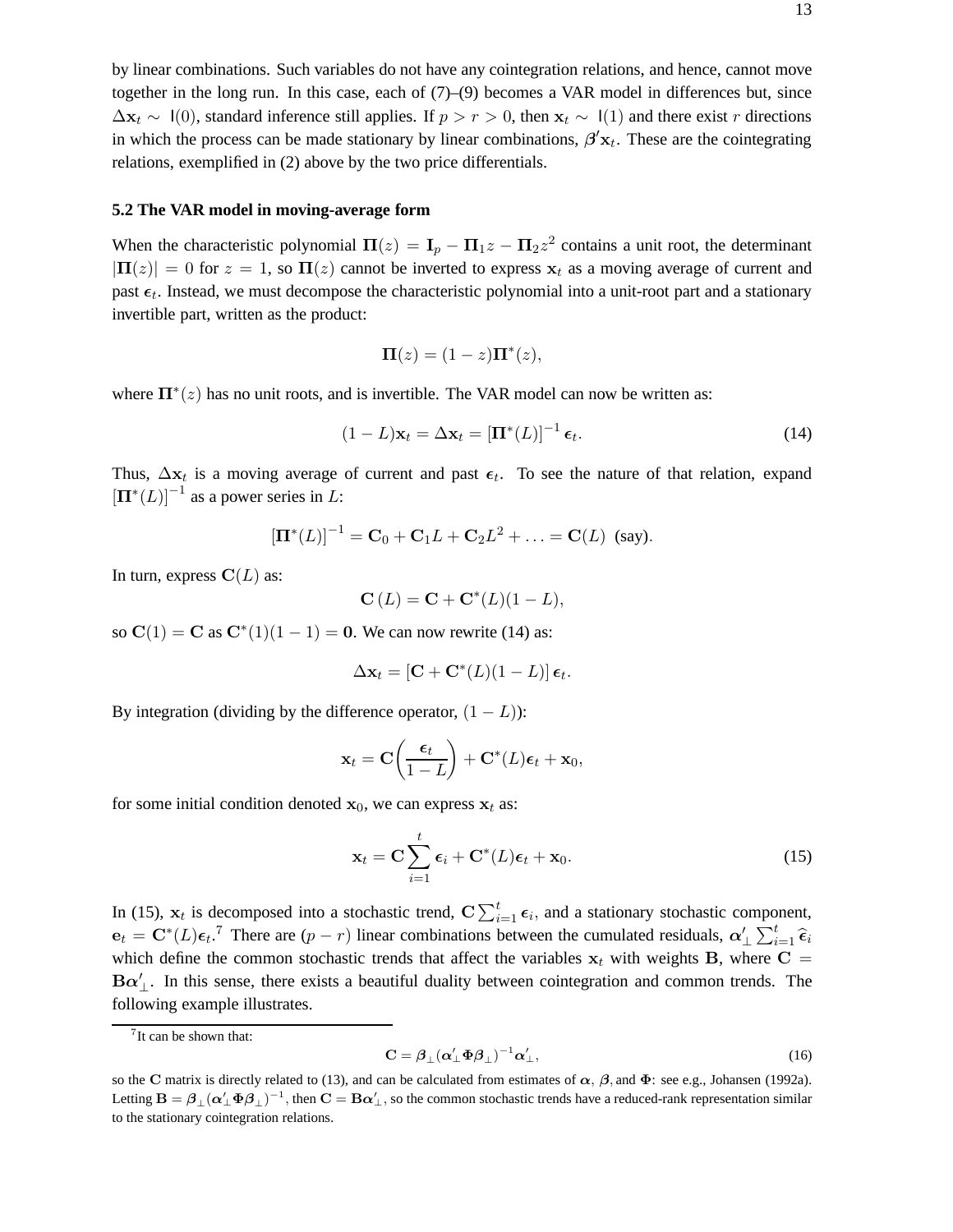by linear combinations. Such variables do not have any cointegration relations, and hence, cannot move together in the long run. In this case, each of (7)–(9) becomes a VAR model in differences but, since $\Delta \mathbf{x}_t \sim \mathsf{I}(0)$, standard inference still applies. If $p > r > 0$, then $\mathbf{x}_t \sim \mathsf{I}(1)$ and there exist $r$ directions in which the process can be made stationary by linear combinations, $\boldsymbol{\beta}'\mathbf{x}_t$. These are the cointegrating relations, exemplified in (2) above by the two price differentials.

### 5.2 The VAR model in moving-average form

When the characteristic polynomial $\mathbf{\Pi}(z) = \mathbf{I}_p - \mathbf{\Pi}_1 z - \mathbf{\Pi}_2 z^2$ contains a unit root, the determinant $|\mathbf{\Pi}(z)| = 0$ for $z = 1$, so $\mathbf{\Pi}(z)$ cannot be inverted to express $\mathbf{x}_t$ as a moving average of current and past $\boldsymbol{\epsilon}_t$. Instead, we must decompose the characteristic polynomial into a unit-root part and a stationary invertible part, written as the product:

$$\mathbf{\Pi}(z) = (1 - z)\mathbf{\Pi}^*(z),$$

where $\mathbf{\Pi}^*(z)$ has no unit roots, and is invertible. The VAR model can now be written as:

$$(1 - L)\mathbf{x}_t = \Delta \mathbf{x}_t = [\mathbf{\Pi}^*(L)]^{-1} \boldsymbol{\epsilon}_t. \tag{14}$$

Thus, $\Delta \mathbf{x}_t$ is a moving average of current and past $\boldsymbol{\epsilon}_t$. To see the nature of that relation, expand $[\mathbf{\Pi}^*(L)]^{-1}$ as a power series in $L$:

$$[\mathbf{\Pi}^*(L)]^{-1} = \mathbf{C}_0 + \mathbf{C}_1 L + \mathbf{C}_2 L^2 + \ldots = \mathbf{C}(L) \text{ (say)}.$$

In turn, express $\mathbf{C}(L)$ as:

$$\mathbf{C}(L) = \mathbf{C} + \mathbf{C}^*(L)(1 - L),$$

so $\mathbf{C}(1) = \mathbf{C}$ as $\mathbf{C}^*(1)(1 - 1) = \mathbf{0}$. We can now rewrite (14) as:

$$\Delta \mathbf{x}_t = [\mathbf{C} + \mathbf{C}^*(L)(1 - L)]\, \boldsymbol{\epsilon}_t.$$

By integration (dividing by the difference operator, $(1 - L)$):

$$\mathbf{x}_t = \mathbf{C}\left(\frac{\boldsymbol{\epsilon}_t}{1 - L}\right) + \mathbf{C}^*(L)\boldsymbol{\epsilon}_t + \mathbf{x}_0,$$

for some initial condition denoted $\mathbf{x}_0$, we can express $\mathbf{x}_t$ as:

$$\mathbf{x}_t = \mathbf{C}\sum_{i=1}^{t} \boldsymbol{\epsilon}_i + \mathbf{C}^*(L)\boldsymbol{\epsilon}_t + \mathbf{x}_0. \tag{15}$$

In (15), $\mathbf{x}_t$ is decomposed into a stochastic trend, $\mathbf{C}\sum_{i=1}^{t} \boldsymbol{\epsilon}_i$, and a stationary stochastic component, $\mathbf{e}_t = \mathbf{C}^*(L)\boldsymbol{\epsilon}_t$.[7] There are $(p - r)$ linear combinations between the cumulated residuals, $\boldsymbol{\alpha}'_{\perp} \sum_{i=1}^{t} \widehat{\boldsymbol{\epsilon}}_i$ which define the common stochastic trends that affect the variables $\mathbf{x}_t$ with weights $\mathbf{B}$, where $\mathbf{C} = \mathbf{B}\boldsymbol{\alpha}'_{\perp}$. In this sense, there exists a beautiful duality between cointegration and common trends. The following example illustrates.

[7] It can be shown that:

$$\mathbf{C} = \boldsymbol{\beta}_{\perp}(\boldsymbol{\alpha}'_{\perp}\mathbf{\Phi}\boldsymbol{\beta}_{\perp})^{-1}\boldsymbol{\alpha}'_{\perp}, \tag{16}$$

so the $\mathbf{C}$ matrix is directly related to (13), and can be calculated from estimates of $\boldsymbol{\alpha}$, $\boldsymbol{\beta}$, and $\mathbf{\Phi}$: see e.g., Johansen (1992a). Letting $\mathbf{B} = \boldsymbol{\beta}_{\perp}(\boldsymbol{\alpha}'_{\perp}\mathbf{\Phi}\boldsymbol{\beta}_{\perp})^{-1}$, then $\mathbf{C} = \mathbf{B}\boldsymbol{\alpha}'_{\perp}$, so the common stochastic trends have a reduced-rank representation similar to the stationary cointegration relations.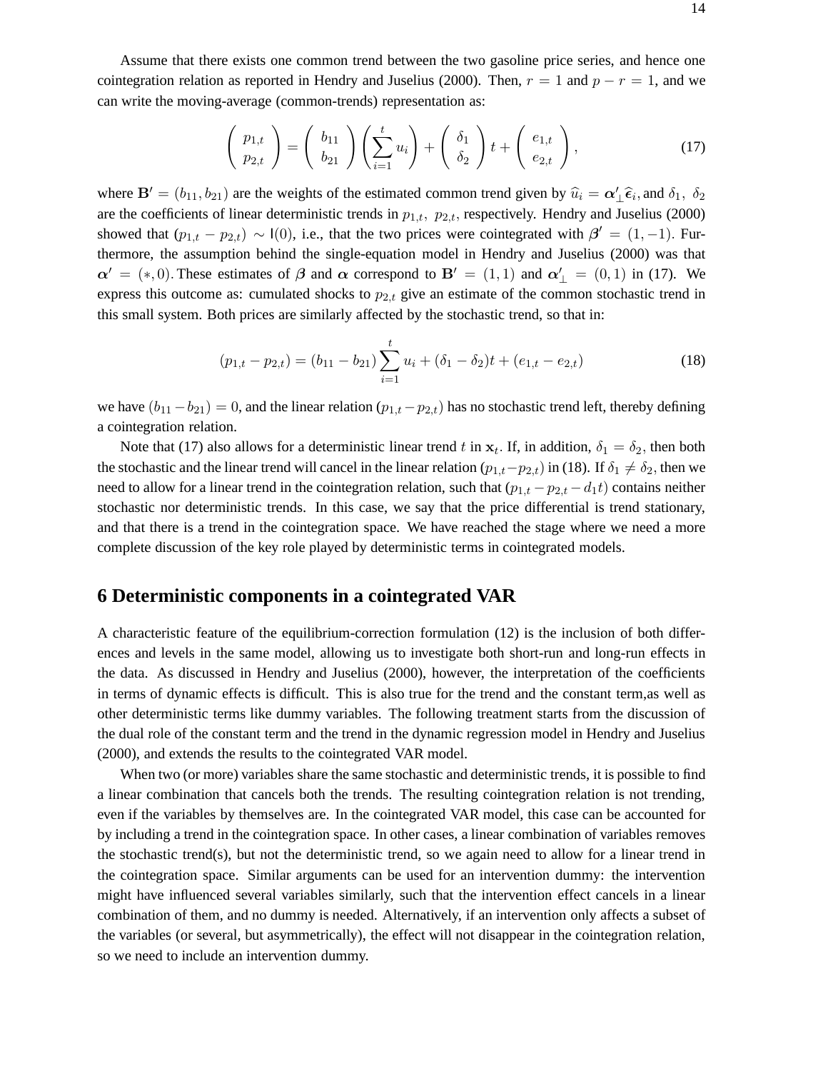Assume that there exists one common trend between the two gasoline price series, and hence one cointegration relation as reported in Hendry and Juselius (2000). Then, $r = 1$ and $p - r = 1$, and we can write the moving-average (common-trends) representation as:

$$\begin{pmatrix} p_{1,t} \\ p_{2,t} \end{pmatrix} = \begin{pmatrix} b_{11} \\ b_{21} \end{pmatrix} \left( \sum_{i=1}^{t} u_i \right) + \begin{pmatrix} \delta_1 \\ \delta_2 \end{pmatrix} t + \begin{pmatrix} e_{1,t} \\ e_{2,t} \end{pmatrix}, \tag{17}$$

where $\mathbf{B}' = (b_{11}, b_{21})$ are the weights of the estimated common trend given by $\widehat{u}_i = \boldsymbol{\alpha}'_{\perp}\widehat{\boldsymbol{\epsilon}}_i$, and $\delta_1,\ \delta_2$ are the coefficients of linear deterministic trends in $p_{1,t},\ p_{2,t}$, respectively. Hendry and Juselius (2000) showed that $(p_{1,t} - p_{2,t}) \sim \mathsf{I}(0)$, i.e., that the two prices were cointegrated with $\boldsymbol{\beta}' = (1, -1)$. Furthermore, the assumption behind the single-equation model in Hendry and Juselius (2000) was that $\boldsymbol{\alpha}' = (*, 0)$. These estimates of $\boldsymbol{\beta}$ and $\boldsymbol{\alpha}$ correspond to $\mathbf{B}' = (1, 1)$ and $\boldsymbol{\alpha}'_{\perp} = (0, 1)$ in (17). We express this outcome as: cumulated shocks to $p_{2,t}$ give an estimate of the common stochastic trend in this small system. Both prices are similarly affected by the stochastic trend, so that in:

$$(p_{1,t} - p_{2,t}) = (b_{11} - b_{21}) \sum_{i=1}^{t} u_i + (\delta_1 - \delta_2)t + (e_{1,t} - e_{2,t}) \tag{18}$$

we have $(b_{11} - b_{21}) = 0$, and the linear relation $(p_{1,t} - p_{2,t})$ has no stochastic trend left, thereby defining a cointegration relation.

Note that (17) also allows for a deterministic linear trend $t$ in $\mathbf{x}_t$. If, in addition, $\delta_1 = \delta_2$, then both the stochastic and the linear trend will cancel in the linear relation $(p_{1,t} - p_{2,t})$ in (18). If $\delta_1 \neq \delta_2$, then we need to allow for a linear trend in the cointegration relation, such that $(p_{1,t} - p_{2,t} - d_1 t)$ contains neither stochastic nor deterministic trends. In this case, we say that the price differential is trend stationary, and that there is a trend in the cointegration space. We have reached the stage where we need a more complete discussion of the key role played by deterministic terms in cointegrated models.

## 6 Deterministic components in a cointegrated VAR

A characteristic feature of the equilibrium-correction formulation (12) is the inclusion of both differences and levels in the same model, allowing us to investigate both short-run and long-run effects in the data. As discussed in Hendry and Juselius (2000), however, the interpretation of the coefficients in terms of dynamic effects is difficult. This is also true for the trend and the constant term,as well as other deterministic terms like dummy variables. The following treatment starts from the discussion of the dual role of the constant term and the trend in the dynamic regression model in Hendry and Juselius (2000), and extends the results to the cointegrated VAR model.

When two (or more) variables share the same stochastic and deterministic trends, it is possible to find a linear combination that cancels both the trends. The resulting cointegration relation is not trending, even if the variables by themselves are. In the cointegrated VAR model, this case can be accounted for by including a trend in the cointegration space. In other cases, a linear combination of variables removes the stochastic trend(s), but not the deterministic trend, so we again need to allow for a linear trend in the cointegration space. Similar arguments can be used for an intervention dummy: the intervention might have influenced several variables similarly, such that the intervention effect cancels in a linear combination of them, and no dummy is needed. Alternatively, if an intervention only affects a subset of the variables (or several, but asymmetrically), the effect will not disappear in the cointegration relation, so we need to include an intervention dummy.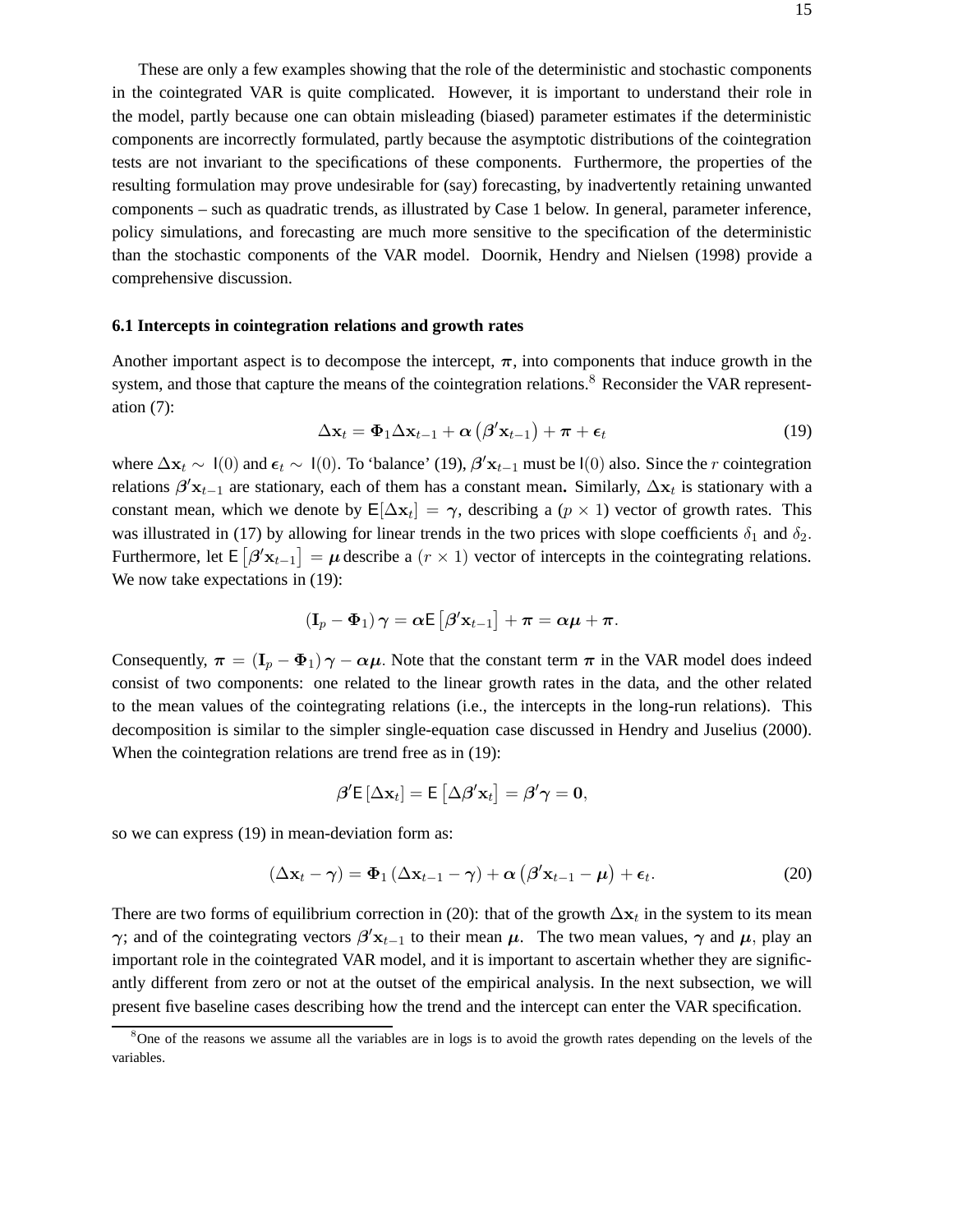These are only a few examples showing that the role of the deterministic and stochastic components in the cointegrated VAR is quite complicated. However, it is important to understand their role in the model, partly because one can obtain misleading (biased) parameter estimates if the deterministic components are incorrectly formulated, partly because the asymptotic distributions of the cointegration tests are not invariant to the specifications of these components. Furthermore, the properties of the resulting formulation may prove undesirable for (say) forecasting, by inadvertently retaining unwanted components – such as quadratic trends, as illustrated by Case 1 below. In general, parameter inference, policy simulations, and forecasting are much more sensitive to the specification of the deterministic than the stochastic components of the VAR model. Doornik, Hendry and Nielsen (1998) provide a comprehensive discussion.

### 6.1 Intercepts in cointegration relations and growth rates

Another important aspect is to decompose the intercept, $\boldsymbol{\pi}$, into components that induce growth in the system, and those that capture the means of the cointegration relations.[8] Reconsider the VAR representation (7):

$$\Delta \mathbf{x}_t = \boldsymbol{\Phi}_1 \Delta \mathbf{x}_{t-1} + \boldsymbol{\alpha}\left(\boldsymbol{\beta}'\mathbf{x}_{t-1}\right) + \boldsymbol{\pi} + \boldsymbol{\epsilon}_t \tag{19}$$

where $\Delta \mathbf{x}_t \sim \mathsf{I}(0)$ and $\boldsymbol{\epsilon}_t \sim \mathsf{I}(0)$. To 'balance' (19), $\boldsymbol{\beta}'\mathbf{x}_{t-1}$ must be $\mathsf{I}(0)$ also. Since the $r$ cointegration relations $\boldsymbol{\beta}'\mathbf{x}_{t-1}$ are stationary, each of them has a constant mean**.** Similarly, $\Delta \mathbf{x}_t$ is stationary with a constant mean, which we denote by $\mathsf{E}[\Delta \mathbf{x}_t] = \boldsymbol{\gamma}$, describing a $(p \times 1)$ vector of growth rates. This was illustrated in (17) by allowing for linear trends in the two prices with slope coefficients $\delta_1$ and $\delta_2$. Furthermore, let $\mathsf{E}\left[\boldsymbol{\beta}'\mathbf{x}_{t-1}\right] = \boldsymbol{\mu}$ describe a $(r \times 1)$ vector of intercepts in the cointegrating relations. We now take expectations in (19):

$$\left(\mathbf{I}_p - \boldsymbol{\Phi}_1\right)\boldsymbol{\gamma} = \boldsymbol{\alpha}\mathsf{E}\left[\boldsymbol{\beta}'\mathbf{x}_{t-1}\right] + \boldsymbol{\pi} = \boldsymbol{\alpha}\boldsymbol{\mu} + \boldsymbol{\pi}.$$

Consequently, $\boldsymbol{\pi} = \left(\mathbf{I}_p - \boldsymbol{\Phi}_1\right)\boldsymbol{\gamma} - \boldsymbol{\alpha}\boldsymbol{\mu}$. Note that the constant term $\boldsymbol{\pi}$ in the VAR model does indeed consist of two components: one related to the linear growth rates in the data, and the other related to the mean values of the cointegrating relations (i.e., the intercepts in the long-run relations). This decomposition is similar to the simpler single-equation case discussed in Hendry and Juselius (2000). When the cointegration relations are trend free as in (19):

$$\boldsymbol{\beta}'\mathsf{E}\left[\Delta \mathbf{x}_t\right] = \mathsf{E}\left[\Delta \boldsymbol{\beta}'\mathbf{x}_t\right] = \boldsymbol{\beta}'\boldsymbol{\gamma} = \mathbf{0},$$

so we can express (19) in mean-deviation form as:

$$\left(\Delta \mathbf{x}_t - \boldsymbol{\gamma}\right) = \boldsymbol{\Phi}_1\left(\Delta \mathbf{x}_{t-1} - \boldsymbol{\gamma}\right) + \boldsymbol{\alpha}\left(\boldsymbol{\beta}'\mathbf{x}_{t-1} - \boldsymbol{\mu}\right) + \boldsymbol{\epsilon}_t. \tag{20}$$

There are two forms of equilibrium correction in (20): that of the growth $\Delta \mathbf{x}_t$ in the system to its mean $\boldsymbol{\gamma}$; and of the cointegrating vectors $\boldsymbol{\beta}'\mathbf{x}_{t-1}$ to their mean $\boldsymbol{\mu}$. The two mean values, $\boldsymbol{\gamma}$ and $\boldsymbol{\mu}$, play an important role in the cointegrated VAR model, and it is important to ascertain whether they are significantly different from zero or not at the outset of the empirical analysis. In the next subsection, we will present five baseline cases describing how the trend and the intercept can enter the VAR specification.

[8] One of the reasons we assume all the variables are in logs is to avoid the growth rates depending on the levels of the variables.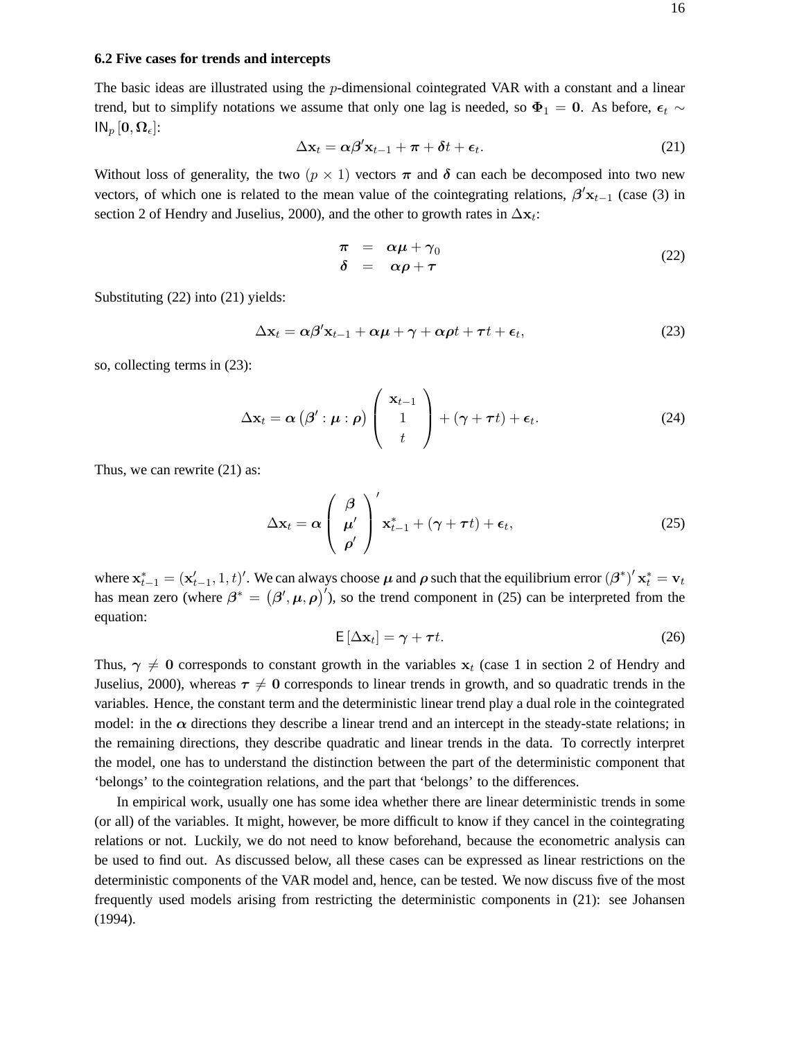### 6.2 Five cases for trends and intercepts

The basic ideas are illustrated using the $p$-dimensional cointegrated VAR with a constant and a linear trend, but to simplify notations we assume that only one lag is needed, so $\mathbf{\Phi}_1 = \mathbf{0}$. As before, $\boldsymbol{\epsilon}_t \sim \mathsf{IN}_p[\mathbf{0}, \mathbf{\Omega}_\epsilon]$:

$$\Delta \mathbf{x}_t = \boldsymbol{\alpha}\boldsymbol{\beta}' \mathbf{x}_{t-1} + \boldsymbol{\pi} + \boldsymbol{\delta} t + \boldsymbol{\epsilon}_t. \tag{21}$$

Without loss of generality, the two $(p \times 1)$ vectors $\boldsymbol{\pi}$ and $\boldsymbol{\delta}$ can each be decomposed into two new vectors, of which one is related to the mean value of the cointegrating relations, $\boldsymbol{\beta}'\mathbf{x}_{t-1}$ (case (3) in section 2 of Hendry and Juselius, 2000), and the other to growth rates in $\Delta\mathbf{x}_t$:

$$\begin{aligned} \boldsymbol{\pi} &= \boldsymbol{\alpha}\boldsymbol{\mu} + \boldsymbol{\gamma}_0 \\ \boldsymbol{\delta} &= \boldsymbol{\alpha}\boldsymbol{\rho} + \boldsymbol{\tau} \end{aligned} \tag{22}$$

Substituting (22) into (21) yields:

$$\Delta \mathbf{x}_t = \boldsymbol{\alpha}\boldsymbol{\beta}' \mathbf{x}_{t-1} + \boldsymbol{\alpha}\boldsymbol{\mu} + \boldsymbol{\gamma} + \boldsymbol{\alpha}\boldsymbol{\rho} t + \boldsymbol{\tau} t + \boldsymbol{\epsilon}_t, \tag{23}$$

so, collecting terms in (23):

$$\Delta \mathbf{x}_t = \boldsymbol{\alpha}\left(\boldsymbol{\beta}' : \boldsymbol{\mu} : \boldsymbol{\rho}\right) \begin{pmatrix} \mathbf{x}_{t-1} \\ 1 \\ t \end{pmatrix} + (\boldsymbol{\gamma} + \boldsymbol{\tau} t) + \boldsymbol{\epsilon}_t. \tag{24}$$

Thus, we can rewrite (21) as:

$$\Delta \mathbf{x}_t = \boldsymbol{\alpha} \begin{pmatrix} \boldsymbol{\beta} \\ \boldsymbol{\mu}' \\ \boldsymbol{\rho}' \end{pmatrix}' \mathbf{x}^*_{t-1} + (\boldsymbol{\gamma} + \boldsymbol{\tau} t) + \boldsymbol{\epsilon}_t, \tag{25}$$

where $\mathbf{x}^*_{t-1} = (\mathbf{x}'_{t-1}, 1, t)'$. We can always choose $\boldsymbol{\mu}$ and $\boldsymbol{\rho}$ such that the equilibrium error $(\boldsymbol{\beta}^*)' \mathbf{x}^*_t = \mathbf{v}_t$ has mean zero (where $\boldsymbol{\beta}^* = \left(\boldsymbol{\beta}', \boldsymbol{\mu}, \boldsymbol{\rho}\right)'$), so the trend component in (25) can be interpreted from the equation:

$$\mathsf{E}\left[\Delta \mathbf{x}_t\right] = \boldsymbol{\gamma} + \boldsymbol{\tau} t. \tag{26}$$

Thus, $\boldsymbol{\gamma} \neq \mathbf{0}$ corresponds to constant growth in the variables $\mathbf{x}_t$ (case 1 in section 2 of Hendry and Juselius, 2000), whereas $\boldsymbol{\tau} \neq \mathbf{0}$ corresponds to linear trends in growth, and so quadratic trends in the variables. Hence, the constant term and the deterministic linear trend play a dual role in the cointegrated model: in the $\boldsymbol{\alpha}$ directions they describe a linear trend and an intercept in the steady-state relations; in the remaining directions, they describe quadratic and linear trends in the data. To correctly interpret the model, one has to understand the distinction between the part of the deterministic component that 'belongs' to the cointegration relations, and the part that 'belongs' to the differences.

In empirical work, usually one has some idea whether there are linear deterministic trends in some (or all) of the variables. It might, however, be more difficult to know if they cancel in the cointegrating relations or not. Luckily, we do not need to know beforehand, because the econometric analysis can be used to find out. As discussed below, all these cases can be expressed as linear restrictions on the deterministic components of the VAR model and, hence, can be tested. We now discuss five of the most frequently used models arising from restricting the deterministic components in (21): see Johansen (1994).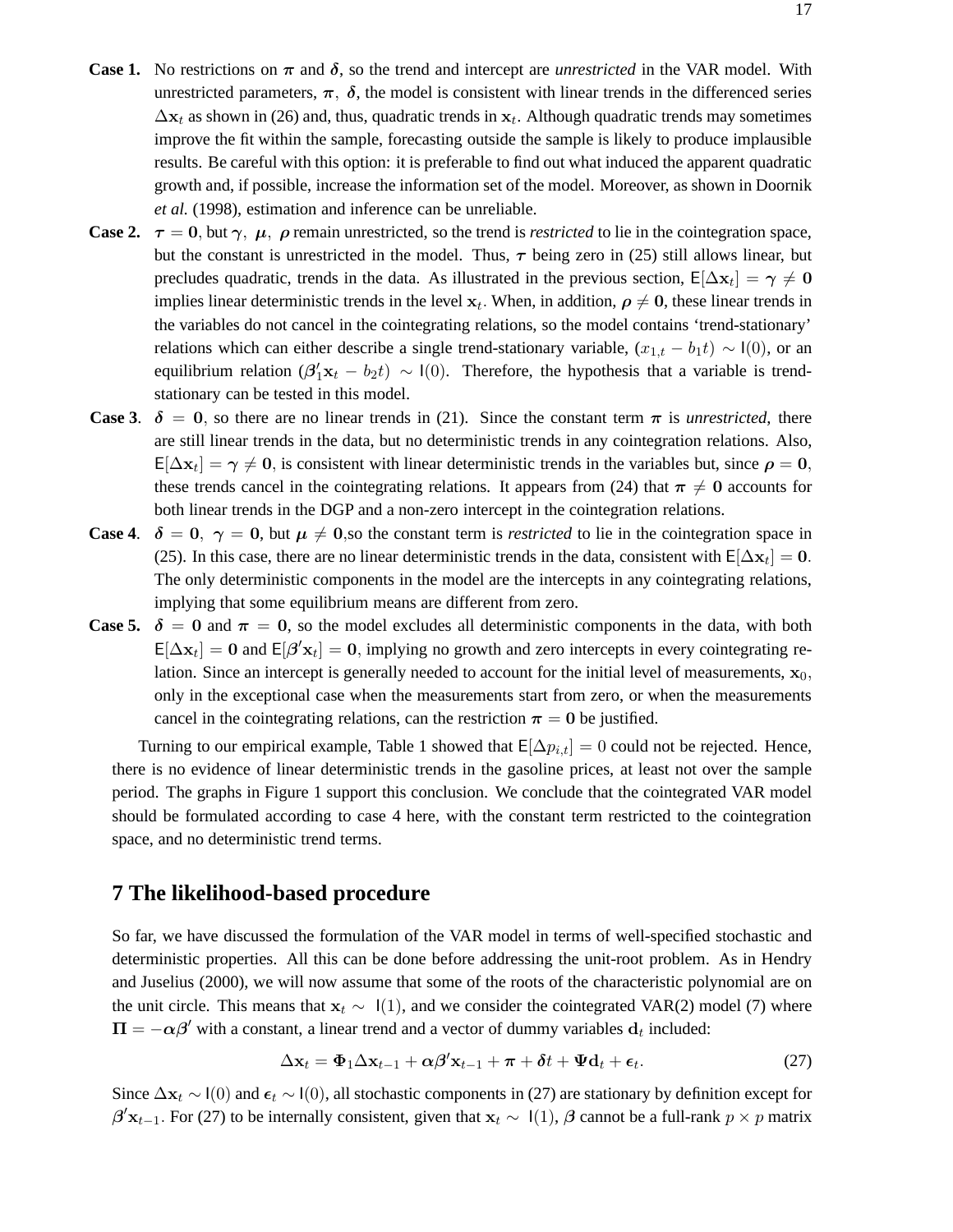**Case 1.** No restrictions on $\boldsymbol{\pi}$ and $\boldsymbol{\delta}$, so the trend and intercept are *unrestricted* in the VAR model. With unrestricted parameters, $\boldsymbol{\pi},\ \boldsymbol{\delta}$, the model is consistent with linear trends in the differenced series $\Delta\mathbf{x}_t$ as shown in (26) and, thus, quadratic trends in $\mathbf{x}_t$. Although quadratic trends may sometimes improve the fit within the sample, forecasting outside the sample is likely to produce implausible results. Be careful with this option: it is preferable to find out what induced the apparent quadratic growth and, if possible, increase the information set of the model. Moreover, as shown in Doornik *et al.* (1998), estimation and inference can be unreliable.

**Case 2.** $\boldsymbol{\tau} = \mathbf{0}$, but $\boldsymbol{\gamma},\ \boldsymbol{\mu},\ \boldsymbol{\rho}$ remain unrestricted, so the trend is *restricted* to lie in the cointegration space, but the constant is unrestricted in the model. Thus, $\boldsymbol{\tau}$ being zero in (25) still allows linear, but precludes quadratic, trends in the data. As illustrated in the previous section, $\mathsf{E}[\Delta\mathbf{x}_t] = \boldsymbol{\gamma} \neq \mathbf{0}$ implies linear deterministic trends in the level $\mathbf{x}_t$. When, in addition, $\boldsymbol{\rho} \neq \mathbf{0}$, these linear trends in the variables do not cancel in the cointegrating relations, so the model contains 'trend-stationary' relations which can either describe a single trend-stationary variable, $(x_{1,t} - b_1 t) \sim \mathsf{I}(0)$, or an equilibrium relation $(\boldsymbol{\beta}_1'\mathbf{x}_t - b_2 t) \sim \mathsf{I}(0)$. Therefore, the hypothesis that a variable is trend-stationary can be tested in this model.

**Case 3**. $\boldsymbol{\delta} = \mathbf{0}$, so there are no linear trends in (21). Since the constant term $\boldsymbol{\pi}$ is *unrestricted*, there are still linear trends in the data, but no deterministic trends in any cointegration relations. Also, $\mathsf{E}[\Delta\mathbf{x}_t] = \boldsymbol{\gamma} \neq \mathbf{0}$, is consistent with linear deterministic trends in the variables but, since $\boldsymbol{\rho} = \mathbf{0}$, these trends cancel in the cointegrating relations. It appears from (24) that $\boldsymbol{\pi} \neq \mathbf{0}$ accounts for both linear trends in the DGP and a non-zero intercept in the cointegration relations.

**Case 4**. $\boldsymbol{\delta} = \mathbf{0},\ \boldsymbol{\gamma} = \mathbf{0}$, but $\boldsymbol{\mu} \neq \mathbf{0}$,so the constant term is *restricted* to lie in the cointegration space in (25). In this case, there are no linear deterministic trends in the data, consistent with $\mathsf{E}[\Delta\mathbf{x}_t] = \mathbf{0}$. The only deterministic components in the model are the intercepts in any cointegrating relations, implying that some equilibrium means are different from zero.

**Case 5.** $\boldsymbol{\delta} = \mathbf{0}$ and $\boldsymbol{\pi} = \mathbf{0}$, so the model excludes all deterministic components in the data, with both $\mathsf{E}[\Delta\mathbf{x}_t] = \mathbf{0}$ and $\mathsf{E}[\boldsymbol{\beta}'\mathbf{x}_t] = \mathbf{0}$, implying no growth and zero intercepts in every cointegrating relation. Since an intercept is generally needed to account for the initial level of measurements, $\mathbf{x}_0$, only in the exceptional case when the measurements start from zero, or when the measurements cancel in the cointegrating relations, can the restriction $\boldsymbol{\pi} = \mathbf{0}$ be justified.

Turning to our empirical example, Table 1 showed that $\mathsf{E}[\Delta p_{i,t}] = 0$ could not be rejected. Hence, there is no evidence of linear deterministic trends in the gasoline prices, at least not over the sample period. The graphs in Figure 1 support this conclusion. We conclude that the cointegrated VAR model should be formulated according to case 4 here, with the constant term restricted to the cointegration space, and no deterministic trend terms.

## 7 The likelihood-based procedure

So far, we have discussed the formulation of the VAR model in terms of well-specified stochastic and deterministic properties. All this can be done before addressing the unit-root problem. As in Hendry and Juselius (2000), we will now assume that some of the roots of the characteristic polynomial are on the unit circle. This means that $\mathbf{x}_t \sim \mathsf{I}(1)$, and we consider the cointegrated VAR(2) model (7) where $\boldsymbol{\Pi} = -\boldsymbol{\alpha}\boldsymbol{\beta}'$ with a constant, a linear trend and a vector of dummy variables $\mathbf{d}_t$ included:

$$\Delta\mathbf{x}_t = \boldsymbol{\Phi}_1\Delta\mathbf{x}_{t-1} + \boldsymbol{\alpha}\boldsymbol{\beta}'\mathbf{x}_{t-1} + \boldsymbol{\pi} + \boldsymbol{\delta}t + \boldsymbol{\Psi}\mathbf{d}_t + \boldsymbol{\epsilon}_t. \tag{27}$$

Since $\Delta\mathbf{x}_t \sim \mathsf{I}(0)$ and $\boldsymbol{\epsilon}_t \sim \mathsf{I}(0)$, all stochastic components in (27) are stationary by definition except for $\boldsymbol{\beta}'\mathbf{x}_{t-1}$. For (27) to be internally consistent, given that $\mathbf{x}_t \sim \mathsf{I}(1)$, $\boldsymbol{\beta}$ cannot be a full-rank $p \times p$ matrix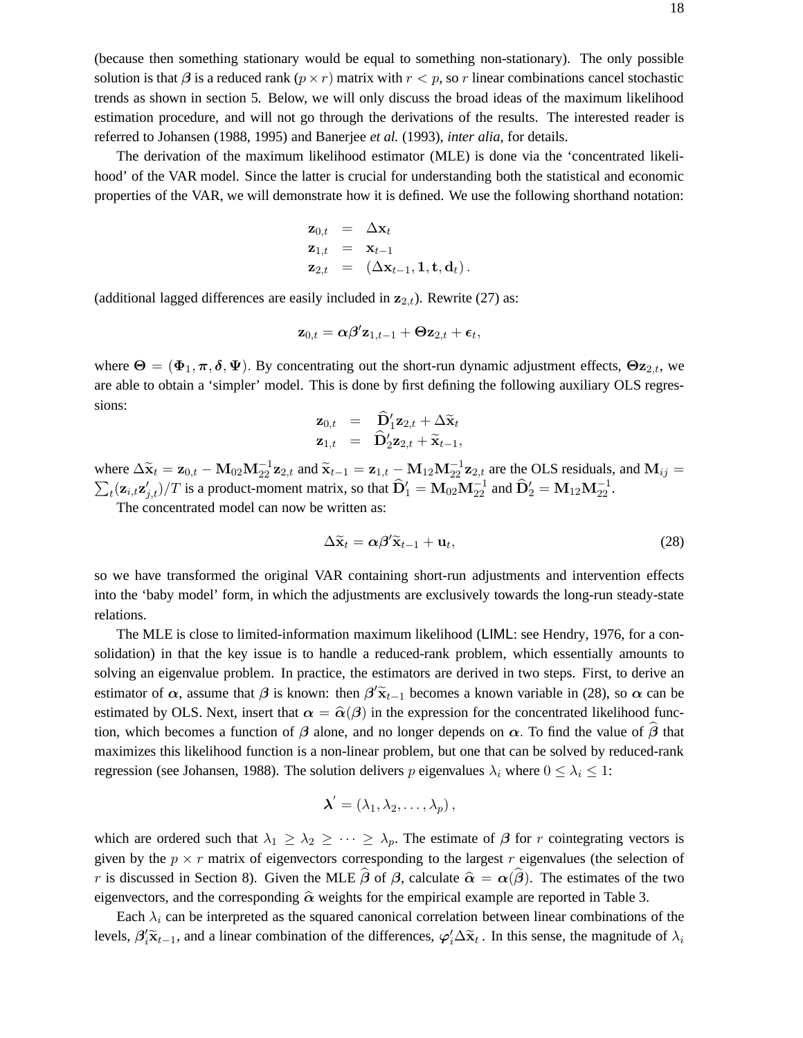(because then something stationary would be equal to something non-stationary). The only possible solution is that $\boldsymbol{\beta}$ is a reduced rank ($p \times r$) matrix with $r < p$, so $r$ linear combinations cancel stochastic trends as shown in section 5. Below, we will only discuss the broad ideas of the maximum likelihood estimation procedure, and will not go through the derivations of the results. The interested reader is referred to Johansen (1988, 1995) and Banerjee *et al.* (1993), *inter alia*, for details.

The derivation of the maximum likelihood estimator (MLE) is done via the 'concentrated likelihood' of the VAR model. Since the latter is crucial for understanding both the statistical and economic properties of the VAR, we will demonstrate how it is defined. We use the following shorthand notation:

$$
\begin{aligned}
\mathbf{z}_{0,t} &= \Delta \mathbf{x}_t \\
\mathbf{z}_{1,t} &= \mathbf{x}_{t-1} \\
\mathbf{z}_{2,t} &= (\Delta \mathbf{x}_{t-1}, \mathbf{1}, \mathbf{t}, \mathbf{d}_t).
\end{aligned}
$$

(additional lagged differences are easily included in $\mathbf{z}_{2,t}$). Rewrite (27) as:

$$
\mathbf{z}_{0,t} = \boldsymbol{\alpha}\boldsymbol{\beta}'\mathbf{z}_{1,t-1} + \boldsymbol{\Theta}\mathbf{z}_{2,t} + \boldsymbol{\epsilon}_t,
$$

where $\boldsymbol{\Theta} = (\boldsymbol{\Phi}_1, \boldsymbol{\pi}, \boldsymbol{\delta}, \boldsymbol{\Psi})$. By concentrating out the short-run dynamic adjustment effects, $\boldsymbol{\Theta}\mathbf{z}_{2,t}$, we are able to obtain a 'simpler' model. This is done by first defining the following auxiliary OLS regressions:

$$
\begin{aligned}
\mathbf{z}_{0,t} &= \widehat{\mathbf{D}}_1'\mathbf{z}_{2,t} + \Delta\widetilde{\mathbf{x}}_t \\
\mathbf{z}_{1,t} &= \widehat{\mathbf{D}}_2'\mathbf{z}_{2,t} + \widetilde{\mathbf{x}}_{t-1},
\end{aligned}
$$

where $\Delta\widetilde{\mathbf{x}}_t = \mathbf{z}_{0,t} - \mathbf{M}_{02}\mathbf{M}_{22}^{-1}\mathbf{z}_{2,t}$ and $\widetilde{\mathbf{x}}_{t-1} = \mathbf{z}_{1,t} - \mathbf{M}_{12}\mathbf{M}_{22}^{-1}\mathbf{z}_{2,t}$ are the OLS residuals, and $\mathbf{M}_{ij} = \sum_t(\mathbf{z}_{i,t}\mathbf{z}_{j,t}')/T$ is a product-moment matrix, so that $\widehat{\mathbf{D}}_1' = \mathbf{M}_{02}\mathbf{M}_{22}^{-1}$ and $\widehat{\mathbf{D}}_2' = \mathbf{M}_{12}\mathbf{M}_{22}^{-1}$.

The concentrated model can now be written as:

$$
\Delta\widetilde{\mathbf{x}}_t = \boldsymbol{\alpha}\boldsymbol{\beta}'\widetilde{\mathbf{x}}_{t-1} + \mathbf{u}_t, \tag{28}
$$

so we have transformed the original VAR containing short-run adjustments and intervention effects into the 'baby model' form, in which the adjustments are exclusively towards the long-run steady-state relations.

The MLE is close to limited-information maximum likelihood (LIML: see Hendry, 1976, for a consolidation) in that the key issue is to handle a reduced-rank problem, which essentially amounts to solving an eigenvalue problem. In practice, the estimators are derived in two steps. First, to derive an estimator of $\boldsymbol{\alpha}$, assume that $\boldsymbol{\beta}$ is known: then $\boldsymbol{\beta}'\widetilde{\mathbf{x}}_{t-1}$ becomes a known variable in (28), so $\boldsymbol{\alpha}$ can be estimated by OLS. Next, insert that $\boldsymbol{\alpha} = \widehat{\boldsymbol{\alpha}}(\boldsymbol{\beta})$ in the expression for the concentrated likelihood function, which becomes a function of $\boldsymbol{\beta}$ alone, and no longer depends on $\boldsymbol{\alpha}$. To find the value of $\widehat{\boldsymbol{\beta}}$ that maximizes this likelihood function is a non-linear problem, but one that can be solved by reduced-rank regression (see Johansen, 1988). The solution delivers $p$ eigenvalues $\lambda_i$ where $0 \leq \lambda_i \leq 1$:

$$
\boldsymbol{\lambda}' = (\lambda_1, \lambda_2, \ldots, \lambda_p),
$$

which are ordered such that $\lambda_1 \geq \lambda_2 \geq \cdots \geq \lambda_p$. The estimate of $\boldsymbol{\beta}$ for $r$ cointegrating vectors is given by the $p \times r$ matrix of eigenvectors corresponding to the largest $r$ eigenvalues (the selection of $r$ is discussed in Section 8). Given the MLE $\widehat{\boldsymbol{\beta}}$ of $\boldsymbol{\beta}$, calculate $\widehat{\boldsymbol{\alpha}} = \boldsymbol{\alpha}(\widehat{\boldsymbol{\beta}})$. The estimates of the two eigenvectors, and the corresponding $\widehat{\boldsymbol{\alpha}}$ weights for the empirical example are reported in Table 3.

Each $\lambda_i$ can be interpreted as the squared canonical correlation between linear combinations of the levels, $\boldsymbol{\beta}_i'\widetilde{\mathbf{x}}_{t-1}$, and a linear combination of the differences, $\boldsymbol{\varphi}_i'\Delta\widetilde{\mathbf{x}}_t$. In this sense, the magnitude of $\lambda_i$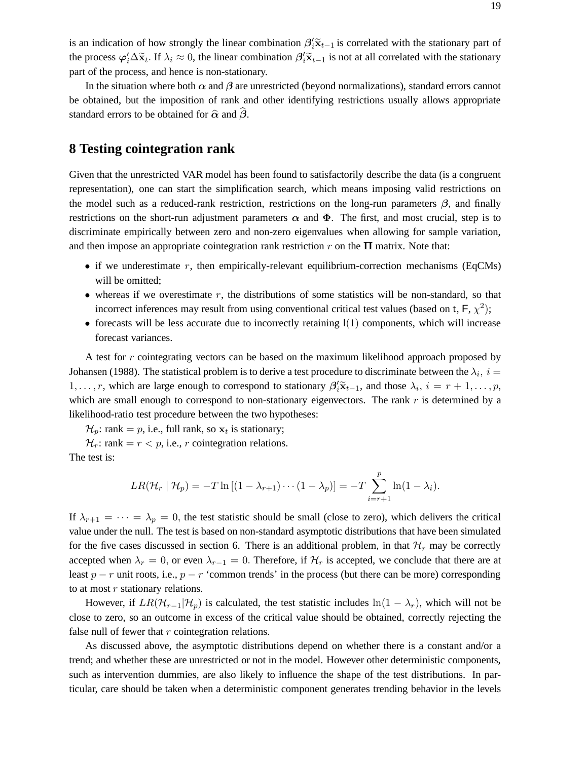is an indication of how strongly the linear combination $\boldsymbol{\beta}_i'\widetilde{\mathbf{x}}_{t-1}$ is correlated with the stationary part of the process $\boldsymbol{\varphi}_i'\Delta\widetilde{\mathbf{x}}_t$. If $\lambda_i \approx 0$, the linear combination $\boldsymbol{\beta}_i'\widetilde{\mathbf{x}}_{t-1}$ is not at all correlated with the stationary part of the process, and hence is non-stationary.

In the situation where both $\boldsymbol{\alpha}$ and $\boldsymbol{\beta}$ are unrestricted (beyond normalizations), standard errors cannot be obtained, but the imposition of rank and other identifying restrictions usually allows appropriate standard errors to be obtained for $\widehat{\boldsymbol{\alpha}}$ and $\widehat{\boldsymbol{\beta}}$.

# 8 Testing cointegration rank

Given that the unrestricted VAR model has been found to satisfactorily describe the data (is a congruent representation), one can start the simplification search, which means imposing valid restrictions on the model such as a reduced-rank restriction, restrictions on the long-run parameters $\boldsymbol{\beta}$, and finally restrictions on the short-run adjustment parameters $\boldsymbol{\alpha}$ and $\boldsymbol{\Phi}$. The first, and most crucial, step is to discriminate empirically between zero and non-zero eigenvalues when allowing for sample variation, and then impose an appropriate cointegration rank restriction $r$ on the $\boldsymbol{\Pi}$ matrix. Note that:

- if we underestimate $r$, then empirically-relevant equilibrium-correction mechanisms (EqCMs) will be omitted;
- whereas if we overestimate $r$, the distributions of some statistics will be non-standard, so that incorrect inferences may result from using conventional critical test values (based on $\mathsf{t}$, $\mathsf{F}$, $\chi^2$);
- forecasts will be less accurate due to incorrectly retaining $\mathsf{I}(1)$ components, which will increase forecast variances.

A test for $r$ cointegrating vectors can be based on the maximum likelihood approach proposed by Johansen (1988). The statistical problem is to derive a test procedure to discriminate between the $\lambda_i$, $i = 1, \ldots, r$, which are large enough to correspond to stationary $\boldsymbol{\beta}_i'\widetilde{\mathbf{x}}_{t-1}$, and those $\lambda_i$, $i = r+1, \ldots, p$, which are small enough to correspond to non-stationary eigenvectors. The rank $r$ is determined by a likelihood-ratio test procedure between the two hypotheses:

$\mathcal{H}_p$: rank $= p$, i.e., full rank, so $\mathbf{x}_t$ is stationary;

$\mathcal{H}_r$: rank $= r < p$, i.e., $r$ cointegration relations.

The test is:

$$LR(\mathcal{H}_r \mid \mathcal{H}_p) = -T \ln\left[(1-\lambda_{r+1})\cdots(1-\lambda_p)\right] = -T \sum_{i=r+1}^{p} \ln(1-\lambda_i).$$

If $\lambda_{r+1} = \cdots = \lambda_p = 0$, the test statistic should be small (close to zero), which delivers the critical value under the null. The test is based on non-standard asymptotic distributions that have been simulated for the five cases discussed in section 6. There is an additional problem, in that $\mathcal{H}_r$ may be correctly accepted when $\lambda_r = 0$, or even $\lambda_{r-1} = 0$. Therefore, if $\mathcal{H}_r$ is accepted, we conclude that there are at least $p - r$ unit roots, i.e., $p - r$ 'common trends' in the process (but there can be more) corresponding to at most $r$ stationary relations.

However, if $LR(\mathcal{H}_{r-1}|\mathcal{H}_p)$ is calculated, the test statistic includes $\ln(1-\lambda_r)$, which will not be close to zero, so an outcome in excess of the critical value should be obtained, correctly rejecting the false null of fewer that $r$ cointegration relations.

As discussed above, the asymptotic distributions depend on whether there is a constant and/or a trend; and whether these are unrestricted or not in the model. However other deterministic components, such as intervention dummies, are also likely to influence the shape of the test distributions. In particular, care should be taken when a deterministic component generates trending behavior in the levels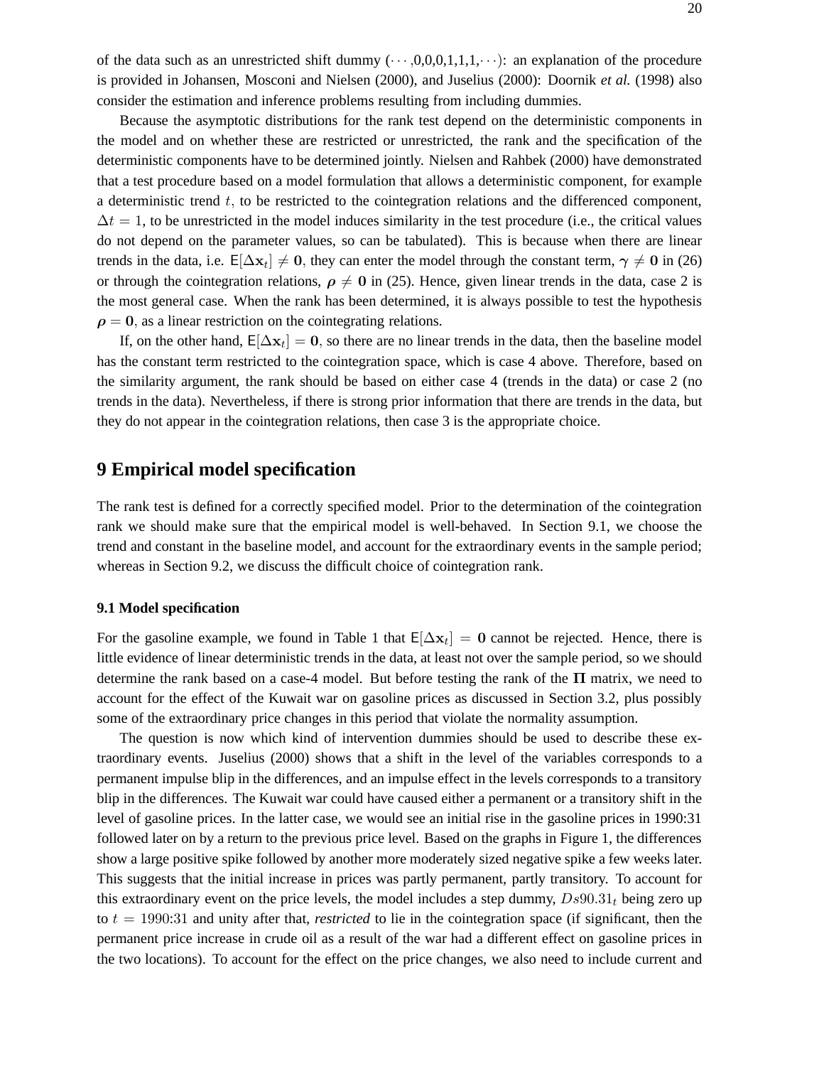of the data such as an unrestricted shift dummy ($\cdots$,0,0,0,1,1,1,$\cdots$): an explanation of the procedure is provided in Johansen, Mosconi and Nielsen (2000), and Juselius (2000): Doornik *et al.* (1998) also consider the estimation and inference problems resulting from including dummies.

Because the asymptotic distributions for the rank test depend on the deterministic components in the model and on whether these are restricted or unrestricted, the rank and the specification of the deterministic components have to be determined jointly. Nielsen and Rahbek (2000) have demonstrated that a test procedure based on a model formulation that allows a deterministic component, for example a deterministic trend $t$, to be restricted to the cointegration relations and the differenced component, $\Delta t = 1$, to be unrestricted in the model induces similarity in the test procedure (i.e., the critical values do not depend on the parameter values, so can be tabulated). This is because when there are linear trends in the data, i.e. $\mathsf{E}[\Delta \mathbf{x}_t] \neq \mathbf{0}$, they can enter the model through the constant term, $\boldsymbol{\gamma} \neq \mathbf{0}$ in (26) or through the cointegration relations, $\boldsymbol{\rho} \neq \mathbf{0}$ in (25). Hence, given linear trends in the data, case 2 is the most general case. When the rank has been determined, it is always possible to test the hypothesis $\boldsymbol{\rho} = \mathbf{0}$, as a linear restriction on the cointegrating relations.

If, on the other hand, $\mathsf{E}[\Delta \mathbf{x}_t] = \mathbf{0}$, so there are no linear trends in the data, then the baseline model has the constant term restricted to the cointegration space, which is case 4 above. Therefore, based on the similarity argument, the rank should be based on either case 4 (trends in the data) or case 2 (no trends in the data). Nevertheless, if there is strong prior information that there are trends in the data, but they do not appear in the cointegration relations, then case 3 is the appropriate choice.

# 9 Empirical model specification

The rank test is defined for a correctly specified model. Prior to the determination of the cointegration rank we should make sure that the empirical model is well-behaved. In Section 9.1, we choose the trend and constant in the baseline model, and account for the extraordinary events in the sample period; whereas in Section 9.2, we discuss the difficult choice of cointegration rank.

### 9.1 Model specification

For the gasoline example, we found in Table 1 that $\mathsf{E}[\Delta \mathbf{x}_t] = \mathbf{0}$ cannot be rejected. Hence, there is little evidence of linear deterministic trends in the data, at least not over the sample period, so we should determine the rank based on a case-4 model. But before testing the rank of the $\boldsymbol{\Pi}$ matrix, we need to account for the effect of the Kuwait war on gasoline prices as discussed in Section 3.2, plus possibly some of the extraordinary price changes in this period that violate the normality assumption.

The question is now which kind of intervention dummies should be used to describe these extraordinary events. Juselius (2000) shows that a shift in the level of the variables corresponds to a permanent impulse blip in the differences, and an impulse effect in the levels corresponds to a transitory blip in the differences. The Kuwait war could have caused either a permanent or a transitory shift in the level of gasoline prices. In the latter case, we would see an initial rise in the gasoline prices in 1990:31 followed later on by a return to the previous price level. Based on the graphs in Figure 1, the differences show a large positive spike followed by another more moderately sized negative spike a few weeks later. This suggests that the initial increase in prices was partly permanent, partly transitory. To account for this extraordinary event on the price levels, the model includes a step dummy, $Ds90.31_t$ being zero up to $t = 1990{:}31$ and unity after that, *restricted* to lie in the cointegration space (if significant, then the permanent price increase in crude oil as a result of the war had a different effect on gasoline prices in the two locations). To account for the effect on the price changes, we also need to include current and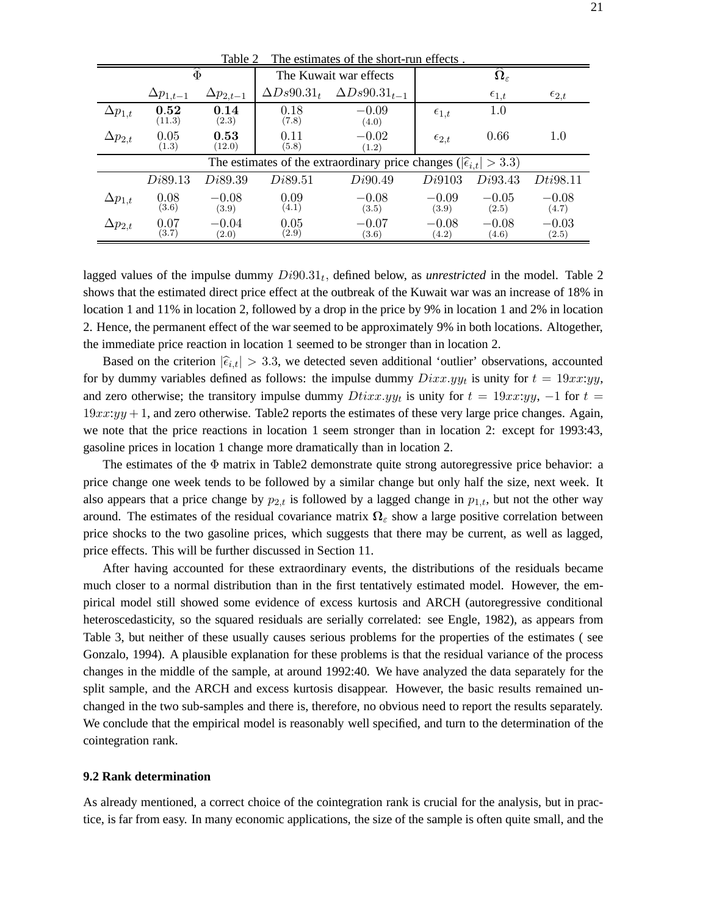Table 2 The estimates of the short-run effects .

| | $\hat{\Phi}$ | | The Kuwait war effects | | $\hat{\mathbf{\Omega}}_{\varepsilon}$ | | |
|---|---|---|---|---|---|---|---|
| | $\Delta p_{1,t-1}$ | $\Delta p_{2,t-1}$ | $\Delta Ds90.31_t$ | $\Delta Ds90.31_{t-1}$ | | $\epsilon_{1,t}$ | $\epsilon_{2,t}$ |
| $\Delta p_{1,t}$ | $\mathbf{0.52}$ $(11.3)$ | $\mathbf{0.14}$ $(2.3)$ | $0.18$ $(7.8)$ | $-0.09$ $(4.0)$ | $\epsilon_{1,t}$ | $1.0$ | |
| $\Delta p_{2,t}$ | $0.05$ $(1.3)$ | $\mathbf{0.53}$ $(12.0)$ | $0.11$ $(5.8)$ | $-0.02$ $(1.2)$ | $\epsilon_{2,t}$ | $0.66$ | $1.0$ |
| The estimates of the extraordinary price changes ($\lvert\widehat{\epsilon}_{i,t}\rvert > 3.3$) | | | | | | | |
| | $Di89.13$ | $Di89.39$ | $Di89.51$ | $Di90.49$ | $Di9103$ | $Di93.43$ | $Dti98.11$ |
| $\Delta p_{1,t}$ | $0.08$ $(3.6)$ | $-0.08$ $(3.9)$ | $0.09$ $(4.1)$ | $-0.08$ $(3.5)$ | $-0.09$ $(3.9)$ | $-0.05$ $(2.5)$ | $-0.08$ $(4.7)$ |
| $\Delta p_{2,t}$ | $0.07$ $(3.7)$ | $-0.04$ $(2.0)$ | $0.05$ $(2.9)$ | $-0.07$ $(3.6)$ | $-0.08$ $(4.2)$ | $-0.08$ $(4.6)$ | $-0.03$ $(2.5)$ |

lagged values of the impulse dummy $Di90.31_t$, defined below, as *unrestricted* in the model. Table 2 shows that the estimated direct price effect at the outbreak of the Kuwait war was an increase of 18% in location 1 and 11% in location 2, followed by a drop in the price by 9% in location 1 and 2% in location 2. Hence, the permanent effect of the war seemed to be approximately 9% in both locations. Altogether, the immediate price reaction in location 1 seemed to be stronger than in location 2.

Based on the criterion $|\widehat{\epsilon}_{i,t}| > 3.3$, we detected seven additional 'outlier' observations, accounted for by dummy variables defined as follows: the impulse dummy $Dixx.yy_t$ is unity for $t = 19xx{:}yy$, and zero otherwise; the transitory impulse dummy $Dtixx.yy_t$ is unity for $t = 19xx{:}yy$, $-1$ for $t = 19xx{:}yy + 1$, and zero otherwise. Table2 reports the estimates of these very large price changes. Again, we note that the price reactions in location 1 seem stronger than in location 2: except for 1993:43, gasoline prices in location 1 change more dramatically than in location 2.

The estimates of the $\Phi$ matrix in Table2 demonstrate quite strong autoregressive price behavior: a price change one week tends to be followed by a similar change but only half the size, next week. It also appears that a price change by $p_{2,t}$ is followed by a lagged change in $p_{1,t}$, but not the other way around. The estimates of the residual covariance matrix $\mathbf{\Omega}_{\varepsilon}$ show a large positive correlation between price shocks to the two gasoline prices, which suggests that there may be current, as well as lagged, price effects. This will be further discussed in Section 11.

After having accounted for these extraordinary events, the distributions of the residuals became much closer to a normal distribution than in the first tentatively estimated model. However, the empirical model still showed some evidence of excess kurtosis and ARCH (autoregressive conditional heteroscedasticity, so the squared residuals are serially correlated: see Engle, 1982), as appears from Table 3, but neither of these usually causes serious problems for the properties of the estimates ( see Gonzalo, 1994). A plausible explanation for these problems is that the residual variance of the process changes in the middle of the sample, at around 1992:40. We have analyzed the data separately for the split sample, and the ARCH and excess kurtosis disappear. However, the basic results remained unchanged in the two sub-samples and there is, therefore, no obvious need to report the results separately. We conclude that the empirical model is reasonably well specified, and turn to the determination of the cointegration rank.

### 9.2 Rank determination

As already mentioned, a correct choice of the cointegration rank is crucial for the analysis, but in practice, is far from easy. In many economic applications, the size of the sample is often quite small, and the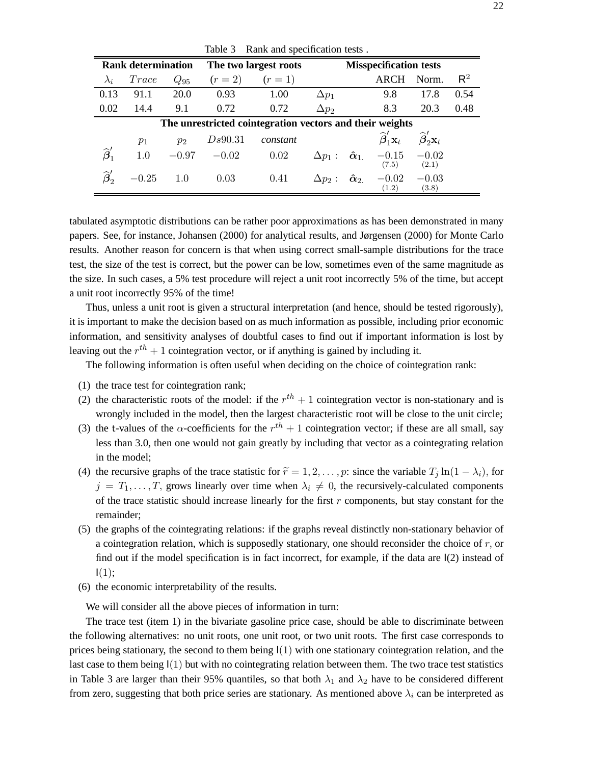Table 3 Rank and specification tests .

| **Rank determination** | | | **The two largest roots** | | **Misspecification tests** | | | | |
|---|---|---|---|---|---|---|---|---|---|
| $\lambda_i$ | $Trace$ | $Q_{95}$ | $(r=2)$ | $(r=1)$ | | | ARCH | Norm. | $R^2$ |
| 0.13 | 91.1 | 20.0 | 0.93 | 1.00 | $\Delta p_1$ | | 9.8 | 17.8 | 0.54 |
| 0.02 | 14.4 | 9.1 | 0.72 | 0.72 | $\Delta p_2$ | | 8.3 | 20.3 | 0.48 |
| **The unrestricted cointegration vectors and their weights** | | | | | | | | | |
| | $p_1$ | $p_2$ | $Ds90.31$ | *constant* | | | $\widehat{\boldsymbol{\beta}}_1'\mathbf{x}_t$ | $\widehat{\boldsymbol{\beta}}_2'\mathbf{x}_t$ | |
| $\widehat{\boldsymbol{\beta}}_1'$ | $1.0$ | $-0.97$ | $-0.02$ | $0.02$ | $\Delta p_1:$ | $\hat{\boldsymbol{\alpha}}_{1.}$ | $-0.15$ $(7.5)$ | $-0.02$ $(2.1)$ | |
| $\widehat{\boldsymbol{\beta}}_2'$ | $-0.25$ | $1.0$ | $0.03$ | $0.41$ | $\Delta p_2:$ | $\hat{\boldsymbol{\alpha}}_{2.}$ | $-0.02$ $(1.2)$ | $-0.03$ $(3.8)$ | |

tabulated asymptotic distributions can be rather poor approximations as has been demonstrated in many papers. See, for instance, Johansen (2000) for analytical results, and Jørgensen (2000) for Monte Carlo results. Another reason for concern is that when using correct small-sample distributions for the trace test, the size of the test is correct, but the power can be low, sometimes even of the same magnitude as the size. In such cases, a 5% test procedure will reject a unit root incorrectly 5% of the time, but accept a unit root incorrectly 95% of the time!

Thus, unless a unit root is given a structural interpretation (and hence, should be tested rigorously), it is important to make the decision based on as much information as possible, including prior economic information, and sensitivity analyses of doubtful cases to find out if important information is lost by leaving out the $r^{th}+1$ cointegration vector, or if anything is gained by including it.

The following information is often useful when deciding on the choice of cointegration rank:

(1) the trace test for cointegration rank;

(2) the characteristic roots of the model: if the $r^{th}+1$ cointegration vector is non-stationary and is wrongly included in the model, then the largest characteristic root will be close to the unit circle;

(3) the t-values of the $\alpha$-coefficients for the $r^{th}+1$ cointegration vector; if these are all small, say less than 3.0, then one would not gain greatly by including that vector as a cointegrating relation in the model;

(4) the recursive graphs of the trace statistic for $\widetilde{r}=1,2,\ldots,p$: since the variable $T_j \ln(1-\lambda_i)$, for $j=T_1,\ldots,T$, grows linearly over time when $\lambda_i \neq 0$, the recursively-calculated components of the trace statistic should increase linearly for the first $r$ components, but stay constant for the remainder;

(5) the graphs of the cointegrating relations: if the graphs reveal distinctly non-stationary behavior of a cointegration relation, which is supposedly stationary, one should reconsider the choice of $r$, or find out if the model specification is in fact incorrect, for example, if the data are I(2) instead of I(1);

(6) the economic interpretability of the results.

We will consider all the above pieces of information in turn:

The trace test (item 1) in the bivariate gasoline price case, should be able to discriminate between the following alternatives: no unit roots, one unit root, or two unit roots. The first case corresponds to prices being stationary, the second to them being I(1) with one stationary cointegration relation, and the last case to them being I(1) but with no cointegrating relation between them. The two trace test statistics in Table 3 are larger than their 95% quantiles, so that both $\lambda_1$ and $\lambda_2$ have to be considered different from zero, suggesting that both price series are stationary. As mentioned above $\lambda_i$ can be interpreted as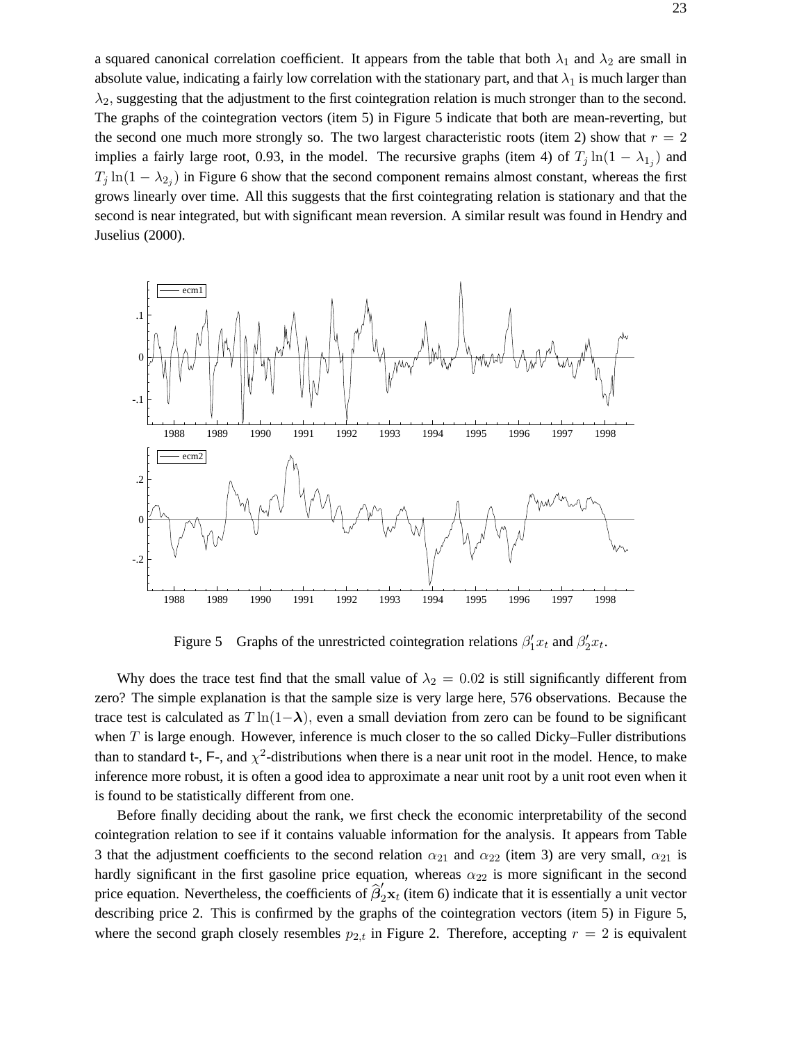a squared canonical correlation coefficient. It appears from the table that both $\lambda_1$ and $\lambda_2$ are small in absolute value, indicating a fairly low correlation with the stationary part, and that $\lambda_1$ is much larger than $\lambda_2$, suggesting that the adjustment to the first cointegration relation is much stronger than to the second. The graphs of the cointegration vectors (item 5) in Figure 5 indicate that both are mean-reverting, but the second one much more strongly so. The two largest characteristic roots (item 2) show that $r = 2$ implies a fairly large root, 0.93, in the model. The recursive graphs (item 4) of $T_j \ln(1 - \lambda_{1_j})$ and $T_j \ln(1 - \lambda_{2_j})$ in Figure 6 show that the second component remains almost constant, whereas the first grows linearly over time. All this suggests that the first cointegrating relation is stationary and that the second is near integrated, but with significant mean reversion. A similar result was found in Hendry and Juselius (2000).

Figure 5 Graphs of the unrestricted cointegration relations $\beta_1' x_t$ and $\beta_2' x_t$.

Why does the trace test find that the small value of $\lambda_2 = 0.02$ is still significantly different from zero? The simple explanation is that the sample size is very large here, 576 observations. Because the trace test is calculated as $T \ln(1-\boldsymbol{\lambda})$, even a small deviation from zero can be found to be significant when $T$ is large enough. However, inference is much closer to the so called Dicky–Fuller distributions than to standard t-, F-, and $\chi^2$-distributions when there is a near unit root in the model. Hence, to make inference more robust, it is often a good idea to approximate a near unit root by a unit root even when it is found to be statistically different from one.

Before finally deciding about the rank, we first check the economic interpretability of the second cointegration relation to see if it contains valuable information for the analysis. It appears from Table 3 that the adjustment coefficients to the second relation $\alpha_{21}$ and $\alpha_{22}$ (item 3) are very small, $\alpha_{21}$ is hardly significant in the first gasoline price equation, whereas $\alpha_{22}$ is more significant in the second price equation. Nevertheless, the coefficients of $\widehat{\boldsymbol{\beta}}_2' \mathbf{x}_t$ (item 6) indicate that it is essentially a unit vector describing price 2. This is confirmed by the graphs of the cointegration vectors (item 5) in Figure 5, where the second graph closely resembles $p_{2,t}$ in Figure 2. Therefore, accepting $r = 2$ is equivalent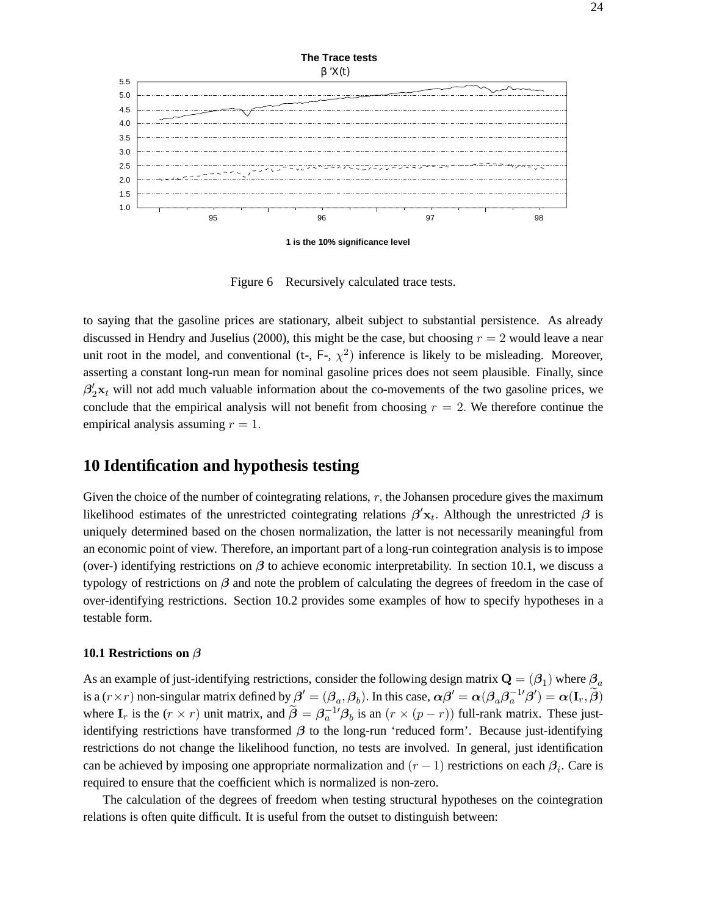Figure 6 Recursively calculated trace tests.

to saying that the gasoline prices are stationary, albeit subject to substantial persistence. As already discussed in Hendry and Juselius (2000), this might be the case, but choosing $r = 2$ would leave a near unit root in the model, and conventional (t-, F-, $\chi^2$) inference is likely to be misleading. Moreover, asserting a constant long-run mean for nominal gasoline prices does not seem plausible. Finally, since $\boldsymbol{\beta}_2'\mathbf{x}_t$ will not add much valuable information about the co-movements of the two gasoline prices, we conclude that the empirical analysis will not benefit from choosing $r = 2$. We therefore continue the empirical analysis assuming $r = 1$.

# 10 Identification and hypothesis testing

Given the choice of the number of cointegrating relations, $r$, the Johansen procedure gives the maximum likelihood estimates of the unrestricted cointegrating relations $\boldsymbol{\beta}'\mathbf{x}_t$. Although the unrestricted $\boldsymbol{\beta}$ is uniquely determined based on the chosen normalization, the latter is not necessarily meaningful from an economic point of view. Therefore, an important part of a long-run cointegration analysis is to impose (over-) identifying restrictions on $\boldsymbol{\beta}$ to achieve economic interpretability. In section 10.1, we discuss a typology of restrictions on $\boldsymbol{\beta}$ and note the problem of calculating the degrees of freedom in the case of over-identifying restrictions. Section 10.2 provides some examples of how to specify hypotheses in a testable form.

## 10.1 Restrictions on $\beta$

As an example of just-identifying restrictions, consider the following design matrix $\mathbf{Q} = (\boldsymbol{\beta}_1)$ where $\boldsymbol{\beta}_a$ is a $(r \times r)$ non-singular matrix defined by $\boldsymbol{\beta}' = (\boldsymbol{\beta}_a, \boldsymbol{\beta}_b)$. In this case, $\boldsymbol{\alpha}\boldsymbol{\beta}' = \boldsymbol{\alpha}(\boldsymbol{\beta}_a\boldsymbol{\beta}_a^{-1\prime}\boldsymbol{\beta}') = \boldsymbol{\alpha}(\mathbf{I}_r, \widetilde{\boldsymbol{\beta}})$ where $\mathbf{I}_r$ is the $(r \times r)$ unit matrix, and $\widetilde{\boldsymbol{\beta}} = \boldsymbol{\beta}_a^{-1\prime}\boldsymbol{\beta}_b$ is an $(r \times (p - r))$ full-rank matrix. These just-identifying restrictions have transformed $\boldsymbol{\beta}$ to the long-run 'reduced form'. Because just-identifying restrictions do not change the likelihood function, no tests are involved. In general, just identification can be achieved by imposing one appropriate normalization and $(r - 1)$ restrictions on each $\boldsymbol{\beta}_i$. Care is required to ensure that the coefficient which is normalized is non-zero.

The calculation of the degrees of freedom when testing structural hypotheses on the cointegration relations is often quite difficult. It is useful from the outset to distinguish between: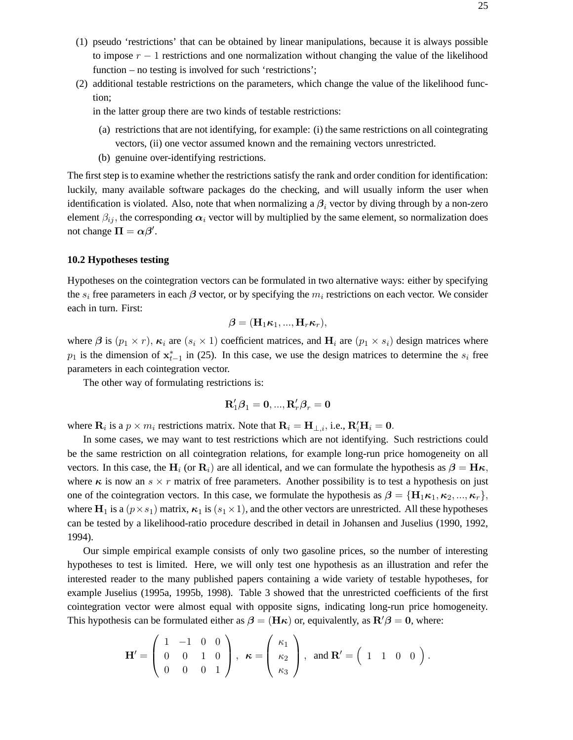(1) pseudo 'restrictions' that can be obtained by linear manipulations, because it is always possible to impose $r-1$ restrictions and one normalization without changing the value of the likelihood function – no testing is involved for such 'restrictions';

(2) additional testable restrictions on the parameters, which change the value of the likelihood function;

   in the latter group there are two kinds of testable restrictions:

   (a) restrictions that are not identifying, for example: (i) the same restrictions on all cointegrating vectors, (ii) one vector assumed known and the remaining vectors unrestricted.

   (b) genuine over-identifying restrictions.

The first step is to examine whether the restrictions satisfy the rank and order condition for identification: luckily, many available software packages do the checking, and will usually inform the user when identification is violated. Also, note that when normalizing a $\boldsymbol{\beta}_i$ vector by diving through by a non-zero element $\beta_{ij}$, the corresponding $\boldsymbol{\alpha}_i$ vector will by multiplied by the same element, so normalization does not change $\mathbf{\Pi} = \boldsymbol{\alpha}\boldsymbol{\beta}'$.

### 10.2 Hypotheses testing

Hypotheses on the cointegration vectors can be formulated in two alternative ways: either by specifying the $s_i$ free parameters in each $\boldsymbol{\beta}$ vector, or by specifying the $m_i$ restrictions on each vector. We consider each in turn. First:

$$\boldsymbol{\beta} = (\mathbf{H}_1\boldsymbol{\kappa}_1, ..., \mathbf{H}_r\boldsymbol{\kappa}_r),$$

where $\boldsymbol{\beta}$ is $(p_1 \times r)$, $\boldsymbol{\kappa}_i$ are $(s_i \times 1)$ coefficient matrices, and $\mathbf{H}_i$ are $(p_1 \times s_i)$ design matrices where $p_1$ is the dimension of $\mathbf{x}^*_{t-1}$ in (25). In this case, we use the design matrices to determine the $s_i$ free parameters in each cointegration vector.

The other way of formulating restrictions is:

$$\mathbf{R}_1'\boldsymbol{\beta}_1 = \mathbf{0}, ..., \mathbf{R}_r'\boldsymbol{\beta}_r = \mathbf{0}$$

where $\mathbf{R}_i$ is a $p \times m_i$ restrictions matrix. Note that $\mathbf{R}_i = \mathbf{H}_{\perp,i}$, i.e., $\mathbf{R}_i'\mathbf{H}_i = \mathbf{0}$.

In some cases, we may want to test restrictions which are not identifying. Such restrictions could be the same restriction on all cointegration relations, for example long-run price homogeneity on all vectors. In this case, the $\mathbf{H}_i$ (or $\mathbf{R}_i$) are all identical, and we can formulate the hypothesis as $\boldsymbol{\beta} = \mathbf{H}\boldsymbol{\kappa}$, where $\boldsymbol{\kappa}$ is now an $s \times r$ matrix of free parameters. Another possibility is to test a hypothesis on just one of the cointegration vectors. In this case, we formulate the hypothesis as $\boldsymbol{\beta} = \{\mathbf{H}_1\boldsymbol{\kappa}_1, \boldsymbol{\kappa}_2, ..., \boldsymbol{\kappa}_r\}$, where $\mathbf{H}_1$ is a $(p \times s_1)$ matrix, $\boldsymbol{\kappa}_1$ is $(s_1 \times 1)$, and the other vectors are unrestricted. All these hypotheses can be tested by a likelihood-ratio procedure described in detail in Johansen and Juselius (1990, 1992, 1994).

Our simple empirical example consists of only two gasoline prices, so the number of interesting hypotheses to test is limited. Here, we will only test one hypothesis as an illustration and refer the interested reader to the many published papers containing a wide variety of testable hypotheses, for example Juselius (1995a, 1995b, 1998). Table 3 showed that the unrestricted coefficients of the first cointegration vector were almost equal with opposite signs, indicating long-run price homogeneity. This hypothesis can be formulated either as $\boldsymbol{\beta} = (\mathbf{H}\boldsymbol{\kappa})$ or, equivalently, as $\mathbf{R}'\boldsymbol{\beta} = \mathbf{0}$, where:

$$\mathbf{H}' = \begin{pmatrix} 1 & -1 & 0 & 0 \\ 0 & 0 & 1 & 0 \\ 0 & 0 & 0 & 1 \end{pmatrix}, \quad \boldsymbol{\kappa} = \begin{pmatrix} \kappa_1 \\ \kappa_2 \\ \kappa_3 \end{pmatrix}, \quad \text{and } \mathbf{R}' = \begin{pmatrix} 1 & 1 & 0 & 0 \end{pmatrix}.$$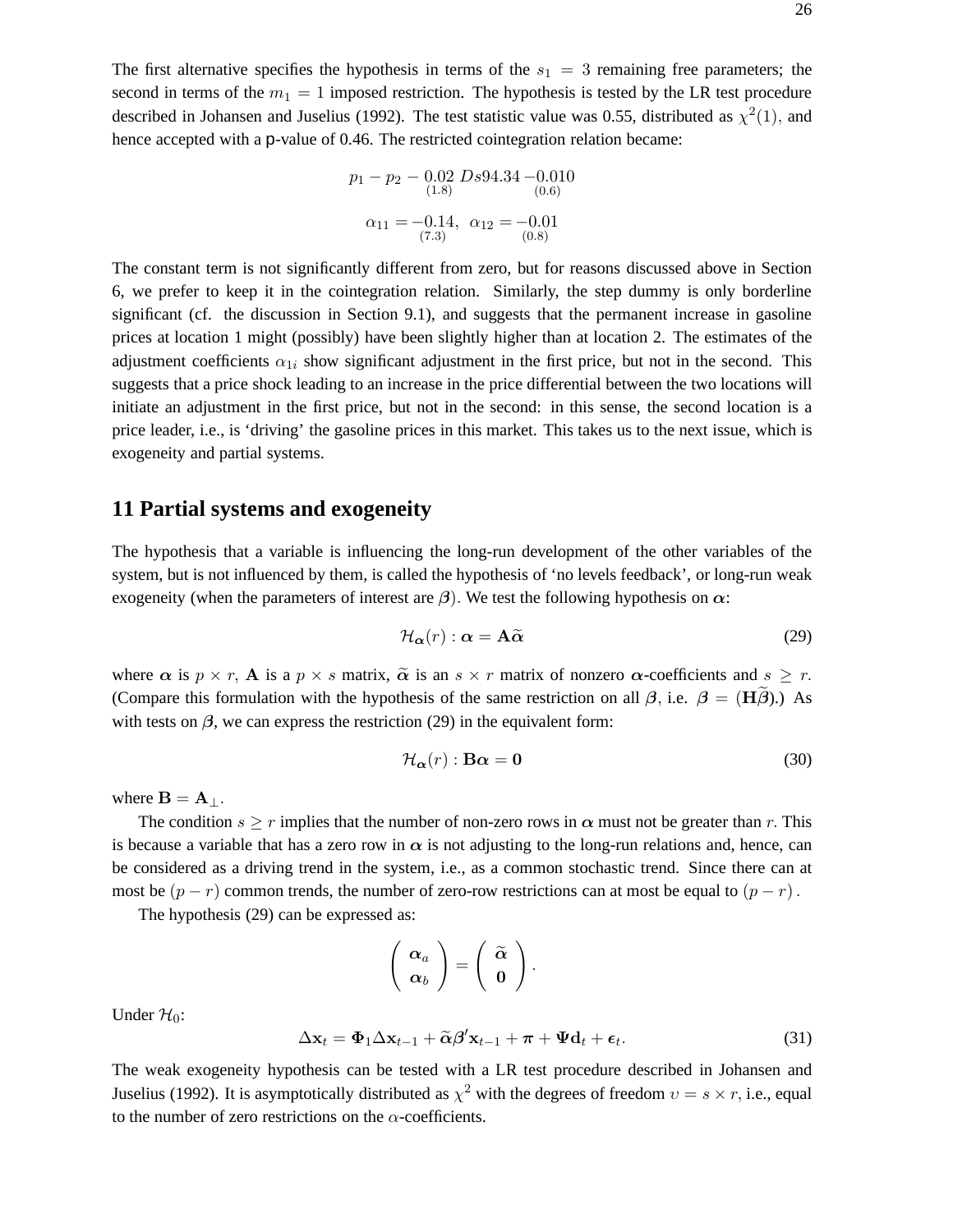The first alternative specifies the hypothesis in terms of the $s_1 = 3$ remaining free parameters; the second in terms of the $m_1 = 1$ imposed restriction. The hypothesis is tested by the LR test procedure described in Johansen and Juselius (1992). The test statistic value was 0.55, distributed as $\chi^2(1)$, and hence accepted with a p-value of 0.46. The restricted cointegration relation became:

$$p_1 - p_2 - \underset{(1.8)}{0.02}\; Ds94.34 \; \underset{(0.6)}{-0.010}$$

$$\alpha_{11} = \underset{(7.3)}{-0.14}, \;\; \alpha_{12} = \underset{(0.8)}{-0.01}$$

The constant term is not significantly different from zero, but for reasons discussed above in Section 6, we prefer to keep it in the cointegration relation. Similarly, the step dummy is only borderline significant (cf. the discussion in Section 9.1), and suggests that the permanent increase in gasoline prices at location 1 might (possibly) have been slightly higher than at location 2. The estimates of the adjustment coefficients $\alpha_{1i}$ show significant adjustment in the first price, but not in the second. This suggests that a price shock leading to an increase in the price differential between the two locations will initiate an adjustment in the first price, but not in the second: in this sense, the second location is a price leader, i.e., is 'driving' the gasoline prices in this market. This takes us to the next issue, which is exogeneity and partial systems.

## 11 Partial systems and exogeneity

The hypothesis that a variable is influencing the long-run development of the other variables of the system, but is not influenced by them, is called the hypothesis of 'no levels feedback', or long-run weak exogeneity (when the parameters of interest are $\boldsymbol{\beta}$). We test the following hypothesis on $\boldsymbol{\alpha}$:

$$\mathcal{H}_{\boldsymbol{\alpha}}(r) : \boldsymbol{\alpha} = \mathbf{A}\widetilde{\boldsymbol{\alpha}} \tag{29}$$

where $\boldsymbol{\alpha}$ is $p \times r$, $\mathbf{A}$ is a $p \times s$ matrix, $\widetilde{\boldsymbol{\alpha}}$ is an $s \times r$ matrix of nonzero $\boldsymbol{\alpha}$-coefficients and $s \geq r$. (Compare this formulation with the hypothesis of the same restriction on all $\boldsymbol{\beta}$, i.e. $\boldsymbol{\beta} = (\mathbf{H}\widetilde{\boldsymbol{\beta}})$.) As with tests on $\boldsymbol{\beta}$, we can express the restriction (29) in the equivalent form:

$$\mathcal{H}_{\boldsymbol{\alpha}}(r) : \mathbf{B}\boldsymbol{\alpha} = \mathbf{0} \tag{30}$$

where $\mathbf{B} = \mathbf{A}_{\perp}$.

The condition $s \geq r$ implies that the number of non-zero rows in $\boldsymbol{\alpha}$ must not be greater than $r$. This is because a variable that has a zero row in $\boldsymbol{\alpha}$ is not adjusting to the long-run relations and, hence, can be considered as a driving trend in the system, i.e., as a common stochastic trend. Since there can at most be $(p - r)$ common trends, the number of zero-row restrictions can at most be equal to $(p - r)$.

The hypothesis (29) can be expressed as:

$$\begin{pmatrix} \boldsymbol{\alpha}_a \\ \boldsymbol{\alpha}_b \end{pmatrix} = \begin{pmatrix} \widetilde{\boldsymbol{\alpha}} \\ \mathbf{0} \end{pmatrix}.$$

Under $\mathcal{H}_0$:

$$\Delta \mathbf{x}_t = \boldsymbol{\Phi}_1 \Delta \mathbf{x}_{t-1} + \widetilde{\boldsymbol{\alpha}} \boldsymbol{\beta}' \mathbf{x}_{t-1} + \boldsymbol{\pi} + \boldsymbol{\Psi} \mathbf{d}_t + \boldsymbol{\epsilon}_t. \tag{31}$$

The weak exogeneity hypothesis can be tested with a LR test procedure described in Johansen and Juselius (1992). It is asymptotically distributed as $\chi^2$ with the degrees of freedom $\upsilon = s \times r$, i.e., equal to the number of zero restrictions on the $\alpha$-coefficients.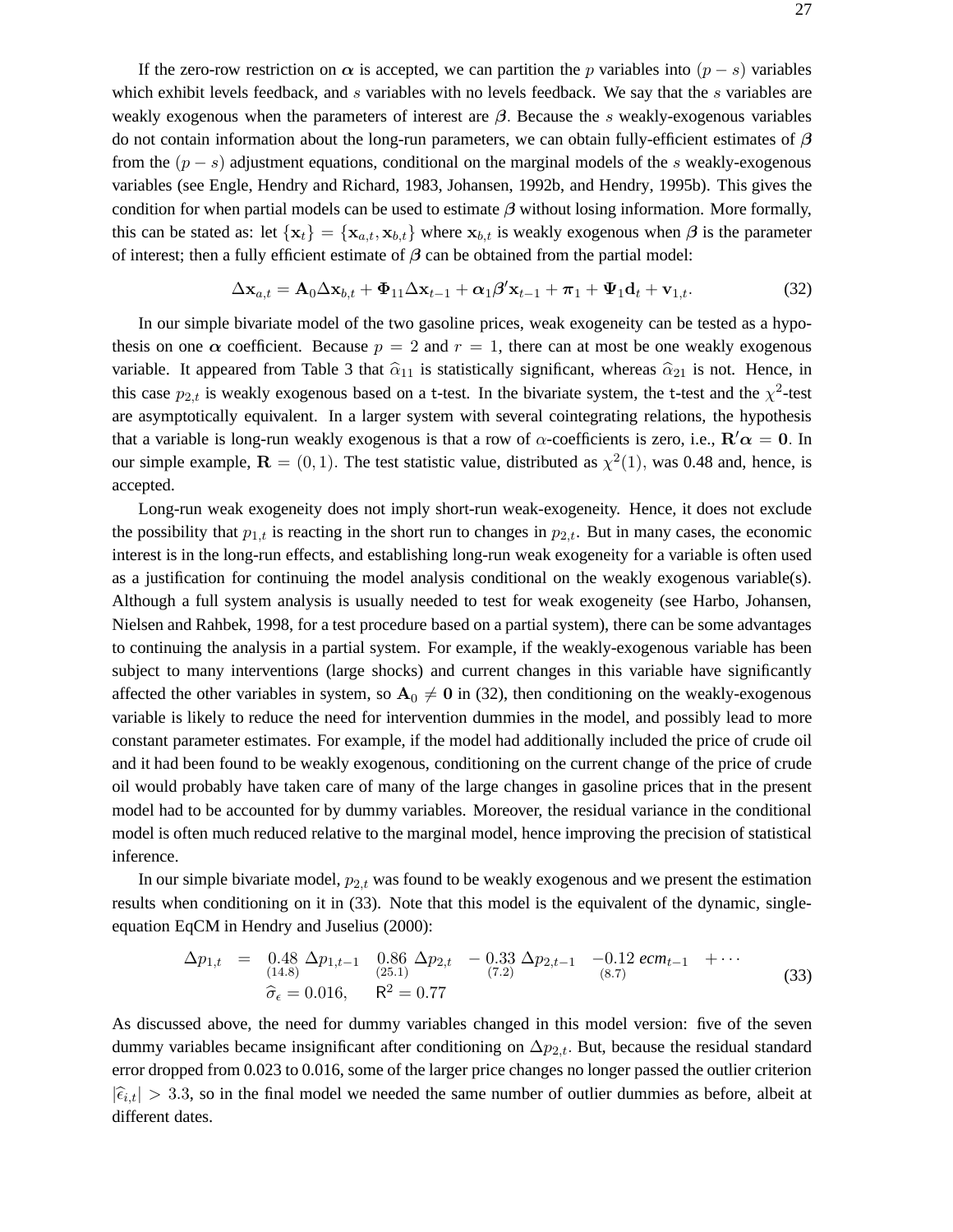If the zero-row restriction on $\boldsymbol{\alpha}$ is accepted, we can partition the $p$ variables into $(p-s)$ variables which exhibit levels feedback, and $s$ variables with no levels feedback. We say that the $s$ variables are weakly exogenous when the parameters of interest are $\boldsymbol{\beta}$. Because the $s$ weakly-exogenous variables do not contain information about the long-run parameters, we can obtain fully-efficient estimates of $\boldsymbol{\beta}$ from the $(p-s)$ adjustment equations, conditional on the marginal models of the $s$ weakly-exogenous variables (see Engle, Hendry and Richard, 1983, Johansen, 1992b, and Hendry, 1995b). This gives the condition for when partial models can be used to estimate $\boldsymbol{\beta}$ without losing information. More formally, this can be stated as: let $\{\mathbf{x}_t\} = \{\mathbf{x}_{a,t}, \mathbf{x}_{b,t}\}$ where $\mathbf{x}_{b,t}$ is weakly exogenous when $\boldsymbol{\beta}$ is the parameter of interest; then a fully efficient estimate of $\boldsymbol{\beta}$ can be obtained from the partial model:

$$\Delta \mathbf{x}_{a,t} = \mathbf{A}_0 \Delta \mathbf{x}_{b,t} + \boldsymbol{\Phi}_{11} \Delta \mathbf{x}_{t-1} + \boldsymbol{\alpha}_1 \boldsymbol{\beta}' \mathbf{x}_{t-1} + \boldsymbol{\pi}_1 + \boldsymbol{\Psi}_1 \mathbf{d}_t + \mathbf{v}_{1,t}. \tag{32}$$

In our simple bivariate model of the two gasoline prices, weak exogeneity can be tested as a hypothesis on one $\boldsymbol{\alpha}$ coefficient. Because $p = 2$ and $r = 1$, there can at most be one weakly exogenous variable. It appeared from Table 3 that $\widehat{\alpha}_{11}$ is statistically significant, whereas $\widehat{\alpha}_{21}$ is not. Hence, in this case $p_{2,t}$ is weakly exogenous based on a t-test. In the bivariate system, the t-test and the $\chi^2$-test are asymptotically equivalent. In a larger system with several cointegrating relations, the hypothesis that a variable is long-run weakly exogenous is that a row of $\alpha$-coefficients is zero, i.e., $\mathbf{R}'\boldsymbol{\alpha} = \mathbf{0}$. In our simple example, $\mathbf{R} = (0, 1)$. The test statistic value, distributed as $\chi^2(1)$, was 0.48 and, hence, is accepted.

Long-run weak exogeneity does not imply short-run weak-exogeneity. Hence, it does not exclude the possibility that $p_{1,t}$ is reacting in the short run to changes in $p_{2,t}$. But in many cases, the economic interest is in the long-run effects, and establishing long-run weak exogeneity for a variable is often used as a justification for continuing the model analysis conditional on the weakly exogenous variable(s). Although a full system analysis is usually needed to test for weak exogeneity (see Harbo, Johansen, Nielsen and Rahbek, 1998, for a test procedure based on a partial system), there can be some advantages to continuing the analysis in a partial system. For example, if the weakly-exogenous variable has been subject to many interventions (large shocks) and current changes in this variable have significantly affected the other variables in system, so $\mathbf{A}_0 \neq \mathbf{0}$ in (32), then conditioning on the weakly-exogenous variable is likely to reduce the need for intervention dummies in the model, and possibly lead to more constant parameter estimates. For example, if the model had additionally included the price of crude oil and it had been found to be weakly exogenous, conditioning on the current change of the price of crude oil would probably have taken care of many of the large changes in gasoline prices that in the present model had to be accounted for by dummy variables. Moreover, the residual variance in the conditional model is often much reduced relative to the marginal model, hence improving the precision of statistical inference.

In our simple bivariate model, $p_{2,t}$ was found to be weakly exogenous and we present the estimation results when conditioning on it in (33). Note that this model is the equivalent of the dynamic, single-equation EqCM in Hendry and Juselius (2000):

$$\begin{aligned} \Delta p_{1,t} &= \underset{(14.8)}{0.48}\, \Delta p_{1,t-1} \quad \underset{(25.1)}{0.86}\, \Delta p_{2,t} \quad - \underset{(7.2)}{0.33}\, \Delta p_{2,t-1} \quad - \underset{(8.7)}{0.12}\, ecm_{t-1} \quad + \cdots \\ & \quad \widehat{\sigma}_{\epsilon} = 0.016, \qquad \mathsf{R}^2 = 0.77 \end{aligned} \tag{33}$$

As discussed above, the need for dummy variables changed in this model version: five of the seven dummy variables became insignificant after conditioning on $\Delta p_{2,t}$. But, because the residual standard error dropped from 0.023 to 0.016, some of the larger price changes no longer passed the outlier criterion $|\widehat{\epsilon}_{i,t}| > 3.3$, so in the final model we needed the same number of outlier dummies as before, albeit at different dates.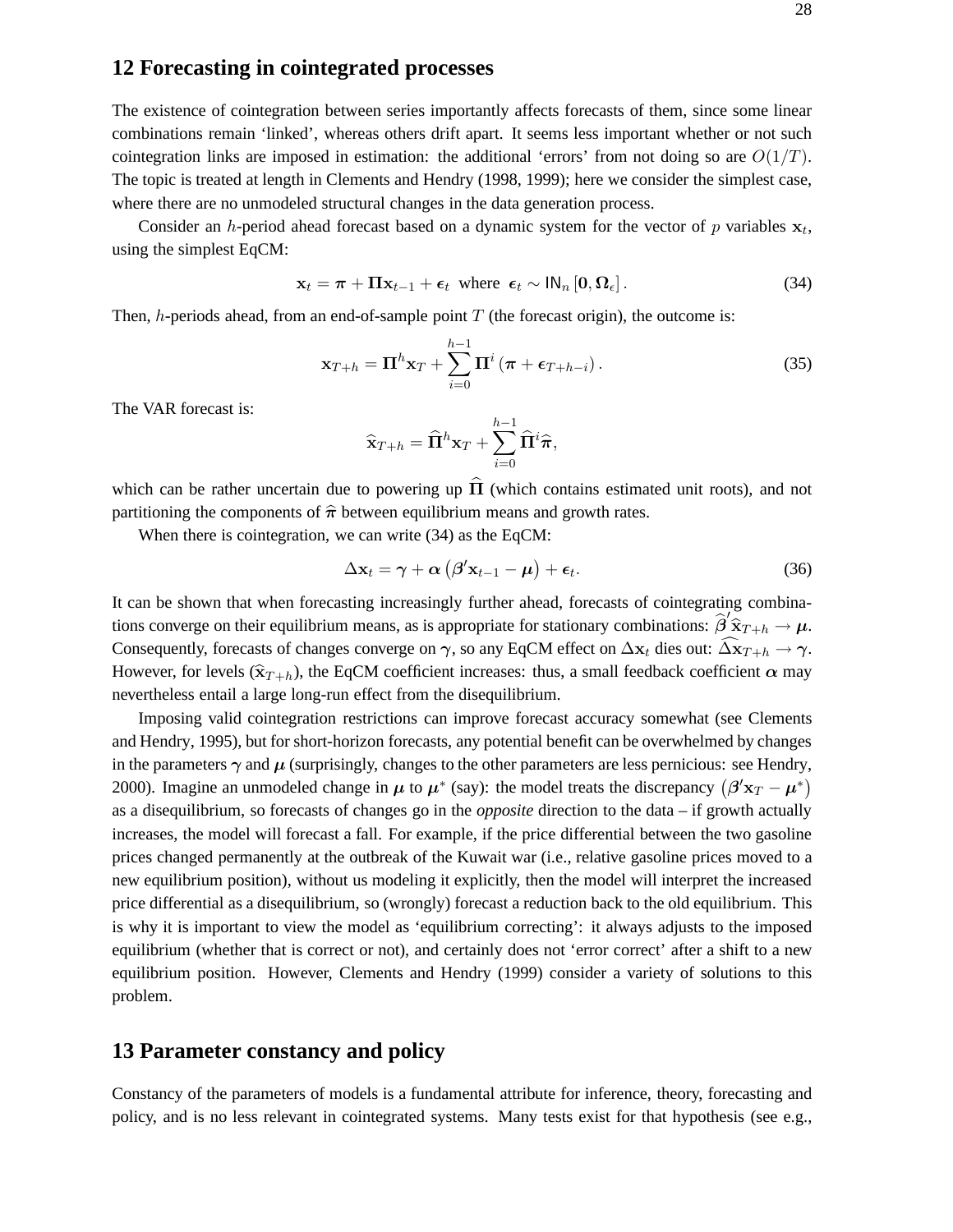## 12 Forecasting in cointegrated processes

The existence of cointegration between series importantly affects forecasts of them, since some linear combinations remain 'linked', whereas others drift apart. It seems less important whether or not such cointegration links are imposed in estimation: the additional 'errors' from not doing so are $O(1/T)$. The topic is treated at length in Clements and Hendry (1998, 1999); here we consider the simplest case, where there are no unmodeled structural changes in the data generation process.

Consider an $h$-period ahead forecast based on a dynamic system for the vector of $p$ variables $\mathbf{x}_t$, using the simplest EqCM:

$$\mathbf{x}_t = \boldsymbol{\pi} + \boldsymbol{\Pi}\mathbf{x}_{t-1} + \boldsymbol{\epsilon}_t \text{ where } \boldsymbol{\epsilon}_t \sim \mathsf{IN}_n\left[\mathbf{0}, \boldsymbol{\Omega}_\epsilon\right]. \tag{34}$$

Then, $h$-periods ahead, from an end-of-sample point $T$ (the forecast origin), the outcome is:

$$\mathbf{x}_{T+h} = \boldsymbol{\Pi}^h \mathbf{x}_T + \sum_{i=0}^{h-1} \boldsymbol{\Pi}^i \left(\boldsymbol{\pi} + \boldsymbol{\epsilon}_{T+h-i}\right). \tag{35}$$

The VAR forecast is:

$$\widehat{\mathbf{x}}_{T+h} = \widehat{\boldsymbol{\Pi}}^h \mathbf{x}_T + \sum_{i=0}^{h-1} \widehat{\boldsymbol{\Pi}}^i \widehat{\boldsymbol{\pi}},$$

which can be rather uncertain due to powering up $\widehat{\boldsymbol{\Pi}}$ (which contains estimated unit roots), and not partitioning the components of $\widehat{\boldsymbol{\pi}}$ between equilibrium means and growth rates.

When there is cointegration, we can write (34) as the EqCM:

$$\Delta\mathbf{x}_t = \boldsymbol{\gamma} + \boldsymbol{\alpha}\left(\boldsymbol{\beta}'\mathbf{x}_{t-1} - \boldsymbol{\mu}\right) + \boldsymbol{\epsilon}_t. \tag{36}$$

It can be shown that when forecasting increasingly further ahead, forecasts of cointegrating combinations converge on their equilibrium means, as is appropriate for stationary combinations: $\widehat{\boldsymbol{\beta}}'\widehat{\mathbf{x}}_{T+h} \to \boldsymbol{\mu}$. Consequently, forecasts of changes converge on $\boldsymbol{\gamma}$, so any EqCM effect on $\Delta\mathbf{x}_t$ dies out: $\widehat{\Delta\mathbf{x}}_{T+h} \to \boldsymbol{\gamma}$. However, for levels ($\widehat{\mathbf{x}}_{T+h}$), the EqCM coefficient increases: thus, a small feedback coefficient $\boldsymbol{\alpha}$ may nevertheless entail a large long-run effect from the disequilibrium.

Imposing valid cointegration restrictions can improve forecast accuracy somewhat (see Clements and Hendry, 1995), but for short-horizon forecasts, any potential benefit can be overwhelmed by changes in the parameters $\boldsymbol{\gamma}$ and $\boldsymbol{\mu}$ (surprisingly, changes to the other parameters are less pernicious: see Hendry, 2000). Imagine an unmodeled change in $\boldsymbol{\mu}$ to $\boldsymbol{\mu}^*$ (say): the model treats the discrepancy $\left(\boldsymbol{\beta}'\mathbf{x}_T - \boldsymbol{\mu}^*\right)$ as a disequilibrium, so forecasts of changes go in the *opposite* direction to the data – if growth actually increases, the model will forecast a fall. For example, if the price differential between the two gasoline prices changed permanently at the outbreak of the Kuwait war (i.e., relative gasoline prices moved to a new equilibrium position), without us modeling it explicitly, then the model will interpret the increased price differential as a disequilibrium, so (wrongly) forecast a reduction back to the old equilibrium. This is why it is important to view the model as 'equilibrium correcting': it always adjusts to the imposed equilibrium (whether that is correct or not), and certainly does not 'error correct' after a shift to a new equilibrium position. However, Clements and Hendry (1999) consider a variety of solutions to this problem.

## 13 Parameter constancy and policy

Constancy of the parameters of models is a fundamental attribute for inference, theory, forecasting and policy, and is no less relevant in cointegrated systems. Many tests exist for that hypothesis (see e.g.,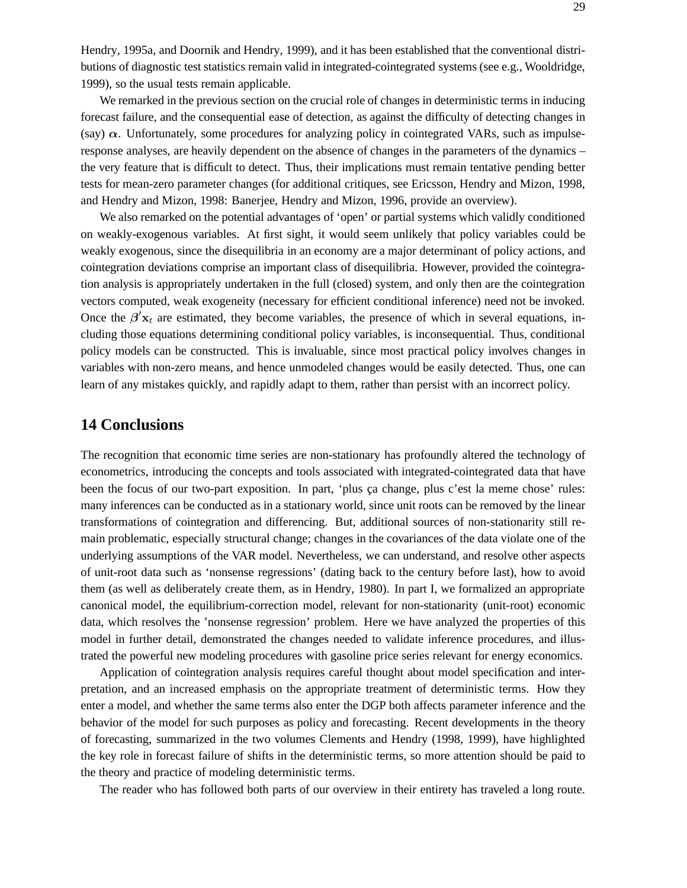Hendry, 1995a, and Doornik and Hendry, 1999), and it has been established that the conventional distributions of diagnostic test statistics remain valid in integrated-cointegrated systems (see e.g., Wooldridge, 1999), so the usual tests remain applicable.

We remarked in the previous section on the crucial role of changes in deterministic terms in inducing forecast failure, and the consequential ease of detection, as against the difficulty of detecting changes in (say) $\alpha$. Unfortunately, some procedures for analyzing policy in cointegrated VARs, such as impulse-response analyses, are heavily dependent on the absence of changes in the parameters of the dynamics – the very feature that is difficult to detect. Thus, their implications must remain tentative pending better tests for mean-zero parameter changes (for additional critiques, see Ericsson, Hendry and Mizon, 1998, and Hendry and Mizon, 1998: Banerjee, Hendry and Mizon, 1996, provide an overview).

We also remarked on the potential advantages of 'open' or partial systems which validly conditioned on weakly-exogenous variables. At first sight, it would seem unlikely that policy variables could be weakly exogenous, since the disequilibria in an economy are a major determinant of policy actions, and cointegration deviations comprise an important class of disequilibria. However, provided the cointegration analysis is appropriately undertaken in the full (closed) system, and only then are the cointegration vectors computed, weak exogeneity (necessary for efficient conditional inference) need not be invoked. Once the $\beta'\mathbf{x}_t$ are estimated, they become variables, the presence of which in several equations, including those equations determining conditional policy variables, is inconsequential. Thus, conditional policy models can be constructed. This is invaluable, since most practical policy involves changes in variables with non-zero means, and hence unmodeled changes would be easily detected. Thus, one can learn of any mistakes quickly, and rapidly adapt to them, rather than persist with an incorrect policy.

## 14 Conclusions

The recognition that economic time series are non-stationary has profoundly altered the technology of econometrics, introducing the concepts and tools associated with integrated-cointegrated data that have been the focus of our two-part exposition. In part, 'plus ça change, plus c'est la meme chose' rules: many inferences can be conducted as in a stationary world, since unit roots can be removed by the linear transformations of cointegration and differencing. But, additional sources of non-stationarity still remain problematic, especially structural change; changes in the covariances of the data violate one of the underlying assumptions of the VAR model. Nevertheless, we can understand, and resolve other aspects of unit-root data such as 'nonsense regressions' (dating back to the century before last), how to avoid them (as well as deliberately create them, as in Hendry, 1980). In part I, we formalized an appropriate canonical model, the equilibrium-correction model, relevant for non-stationarity (unit-root) economic data, which resolves the 'nonsense regression' problem. Here we have analyzed the properties of this model in further detail, demonstrated the changes needed to validate inference procedures, and illustrated the powerful new modeling procedures with gasoline price series relevant for energy economics.

Application of cointegration analysis requires careful thought about model specification and interpretation, and an increased emphasis on the appropriate treatment of deterministic terms. How they enter a model, and whether the same terms also enter the DGP both affects parameter inference and the behavior of the model for such purposes as policy and forecasting. Recent developments in the theory of forecasting, summarized in the two volumes Clements and Hendry (1998, 1999), have highlighted the key role in forecast failure of shifts in the deterministic terms, so more attention should be paid to the theory and practice of modeling deterministic terms.

The reader who has followed both parts of our overview in their entirety has traveled a long route.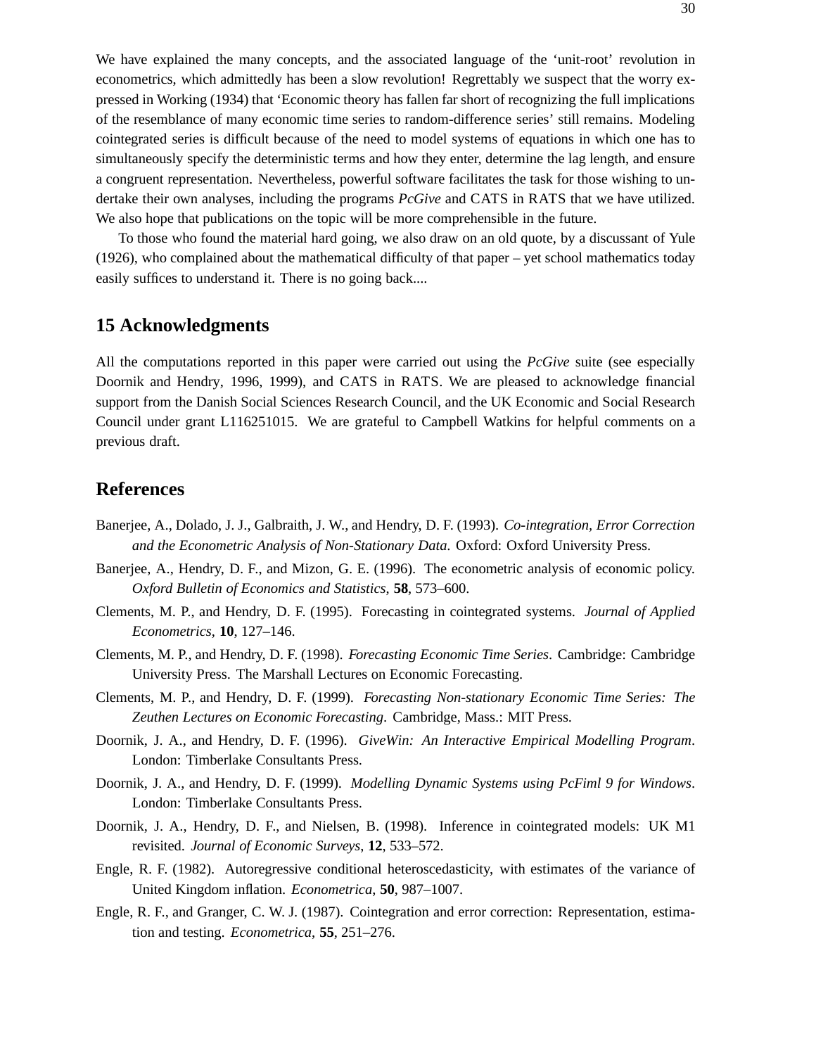We have explained the many concepts, and the associated language of the 'unit-root' revolution in econometrics, which admittedly has been a slow revolution! Regrettably we suspect that the worry expressed in Working (1934) that 'Economic theory has fallen far short of recognizing the full implications of the resemblance of many economic time series to random-difference series' still remains. Modeling cointegrated series is difficult because of the need to model systems of equations in which one has to simultaneously specify the deterministic terms and how they enter, determine the lag length, and ensure a congruent representation. Nevertheless, powerful software facilitates the task for those wishing to undertake their own analyses, including the programs *PcGive* and CATS in RATS that we have utilized. We also hope that publications on the topic will be more comprehensible in the future.

To those who found the material hard going, we also draw on an old quote, by a discussant of Yule (1926), who complained about the mathematical difficulty of that paper – yet school mathematics today easily suffices to understand it. There is no going back....

## 15 Acknowledgments

All the computations reported in this paper were carried out using the *PcGive* suite (see especially Doornik and Hendry, 1996, 1999), and CATS in RATS. We are pleased to acknowledge financial support from the Danish Social Sciences Research Council, and the UK Economic and Social Research Council under grant L116251015. We are grateful to Campbell Watkins for helpful comments on a previous draft.

## References

Banerjee, A., Dolado, J. J., Galbraith, J. W., and Hendry, D. F. (1993). *Co-integration, Error Correction and the Econometric Analysis of Non-Stationary Data*. Oxford: Oxford University Press.

Banerjee, A., Hendry, D. F., and Mizon, G. E. (1996). The econometric analysis of economic policy. *Oxford Bulletin of Economics and Statistics*, **58**, 573–600.

Clements, M. P., and Hendry, D. F. (1995). Forecasting in cointegrated systems. *Journal of Applied Econometrics*, **10**, 127–146.

Clements, M. P., and Hendry, D. F. (1998). *Forecasting Economic Time Series*. Cambridge: Cambridge University Press. The Marshall Lectures on Economic Forecasting.

Clements, M. P., and Hendry, D. F. (1999). *Forecasting Non-stationary Economic Time Series: The Zeuthen Lectures on Economic Forecasting*. Cambridge, Mass.: MIT Press.

Doornik, J. A., and Hendry, D. F. (1996). *GiveWin: An Interactive Empirical Modelling Program*. London: Timberlake Consultants Press.

Doornik, J. A., and Hendry, D. F. (1999). *Modelling Dynamic Systems using PcFiml 9 for Windows*. London: Timberlake Consultants Press.

Doornik, J. A., Hendry, D. F., and Nielsen, B. (1998). Inference in cointegrated models: UK M1 revisited. *Journal of Economic Surveys*, **12**, 533–572.

Engle, R. F. (1982). Autoregressive conditional heteroscedasticity, with estimates of the variance of United Kingdom inflation. *Econometrica*, **50**, 987–1007.

Engle, R. F., and Granger, C. W. J. (1987). Cointegration and error correction: Representation, estimation and testing. *Econometrica*, **55**, 251–276.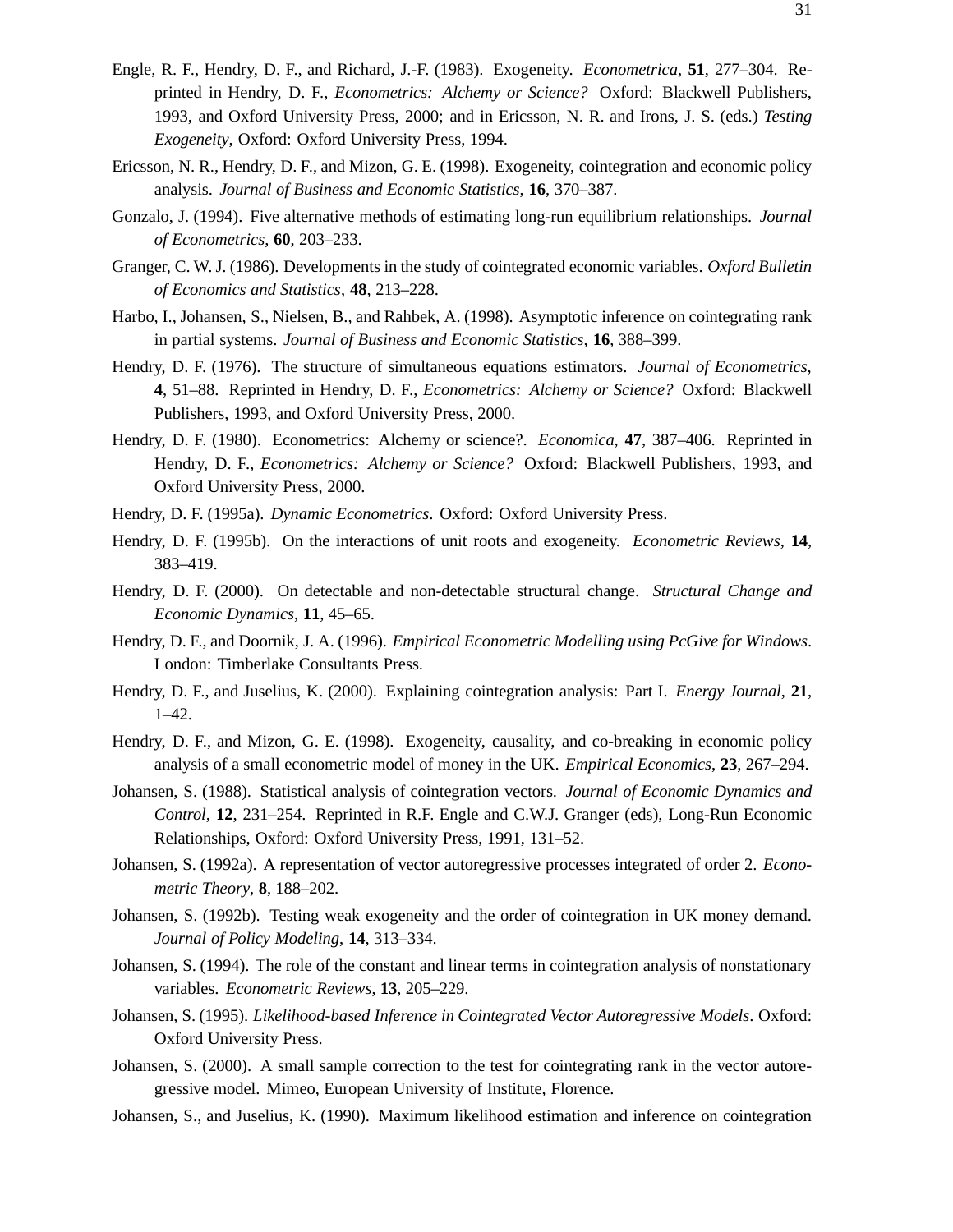Engle, R. F., Hendry, D. F., and Richard, J.-F. (1983). Exogeneity. *Econometrica*, **51**, 277–304. Reprinted in Hendry, D. F., *Econometrics: Alchemy or Science?* Oxford: Blackwell Publishers, 1993, and Oxford University Press, 2000; and in Ericsson, N. R. and Irons, J. S. (eds.) *Testing Exogeneity*, Oxford: Oxford University Press, 1994.

Ericsson, N. R., Hendry, D. F., and Mizon, G. E. (1998). Exogeneity, cointegration and economic policy analysis. *Journal of Business and Economic Statistics*, **16**, 370–387.

Gonzalo, J. (1994). Five alternative methods of estimating long-run equilibrium relationships. *Journal of Econometrics*, **60**, 203–233.

Granger, C. W. J. (1986). Developments in the study of cointegrated economic variables. *Oxford Bulletin of Economics and Statistics*, **48**, 213–228.

Harbo, I., Johansen, S., Nielsen, B., and Rahbek, A. (1998). Asymptotic inference on cointegrating rank in partial systems. *Journal of Business and Economic Statistics*, **16**, 388–399.

Hendry, D. F. (1976). The structure of simultaneous equations estimators. *Journal of Econometrics*, **4**, 51–88. Reprinted in Hendry, D. F., *Econometrics: Alchemy or Science?* Oxford: Blackwell Publishers, 1993, and Oxford University Press, 2000.

Hendry, D. F. (1980). Econometrics: Alchemy or science?. *Economica*, **47**, 387–406. Reprinted in Hendry, D. F., *Econometrics: Alchemy or Science?* Oxford: Blackwell Publishers, 1993, and Oxford University Press, 2000.

Hendry, D. F. (1995a). *Dynamic Econometrics*. Oxford: Oxford University Press.

Hendry, D. F. (1995b). On the interactions of unit roots and exogeneity. *Econometric Reviews*, **14**, 383–419.

Hendry, D. F. (2000). On detectable and non-detectable structural change. *Structural Change and Economic Dynamics*, **11**, 45–65.

Hendry, D. F., and Doornik, J. A. (1996). *Empirical Econometric Modelling using PcGive for Windows*. London: Timberlake Consultants Press.

Hendry, D. F., and Juselius, K. (2000). Explaining cointegration analysis: Part I. *Energy Journal*, **21**, 1–42.

Hendry, D. F., and Mizon, G. E. (1998). Exogeneity, causality, and co-breaking in economic policy analysis of a small econometric model of money in the UK. *Empirical Economics*, **23**, 267–294.

Johansen, S. (1988). Statistical analysis of cointegration vectors. *Journal of Economic Dynamics and Control*, **12**, 231–254. Reprinted in R.F. Engle and C.W.J. Granger (eds), Long-Run Economic Relationships, Oxford: Oxford University Press, 1991, 131–52.

Johansen, S. (1992a). A representation of vector autoregressive processes integrated of order 2. *Econometric Theory*, **8**, 188–202.

Johansen, S. (1992b). Testing weak exogeneity and the order of cointegration in UK money demand. *Journal of Policy Modeling*, **14**, 313–334.

Johansen, S. (1994). The role of the constant and linear terms in cointegration analysis of nonstationary variables. *Econometric Reviews*, **13**, 205–229.

Johansen, S. (1995). *Likelihood-based Inference in Cointegrated Vector Autoregressive Models*. Oxford: Oxford University Press.

Johansen, S. (2000). A small sample correction to the test for cointegrating rank in the vector autoregressive model. Mimeo, European University of Institute, Florence.

Johansen, S., and Juselius, K. (1990). Maximum likelihood estimation and inference on cointegration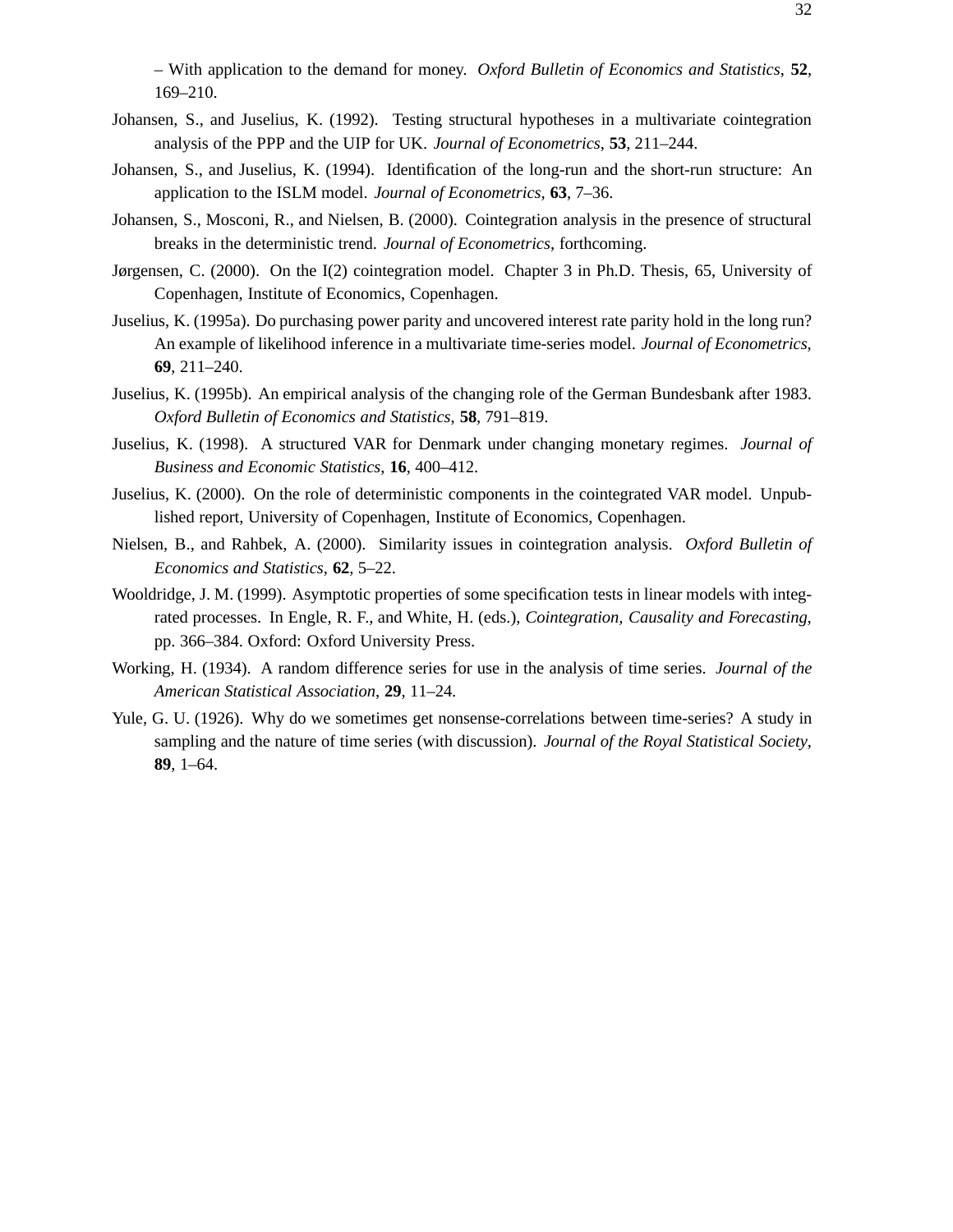– With application to the demand for money. *Oxford Bulletin of Economics and Statistics*, **52**, 169–210.

Johansen, S., and Juselius, K. (1992). Testing structural hypotheses in a multivariate cointegration analysis of the PPP and the UIP for UK. *Journal of Econometrics*, **53**, 211–244.

Johansen, S., and Juselius, K. (1994). Identification of the long-run and the short-run structure: An application to the ISLM model. *Journal of Econometrics*, **63**, 7–36.

Johansen, S., Mosconi, R., and Nielsen, B. (2000). Cointegration analysis in the presence of structural breaks in the deterministic trend. *Journal of Econometrics*, forthcoming.

Jørgensen, C. (2000). On the I(2) cointegration model. Chapter 3 in Ph.D. Thesis, 65, University of Copenhagen, Institute of Economics, Copenhagen.

Juselius, K. (1995a). Do purchasing power parity and uncovered interest rate parity hold in the long run? An example of likelihood inference in a multivariate time-series model. *Journal of Econometrics*, **69**, 211–240.

Juselius, K. (1995b). An empirical analysis of the changing role of the German Bundesbank after 1983. *Oxford Bulletin of Economics and Statistics*, **58**, 791–819.

Juselius, K. (1998). A structured VAR for Denmark under changing monetary regimes. *Journal of Business and Economic Statistics*, **16**, 400–412.

Juselius, K. (2000). On the role of deterministic components in the cointegrated VAR model. Unpublished report, University of Copenhagen, Institute of Economics, Copenhagen.

Nielsen, B., and Rahbek, A. (2000). Similarity issues in cointegration analysis. *Oxford Bulletin of Economics and Statistics*, **62**, 5–22.

Wooldridge, J. M. (1999). Asymptotic properties of some specification tests in linear models with integrated processes. In Engle, R. F., and White, H. (eds.), *Cointegration, Causality and Forecasting*, pp. 366–384. Oxford: Oxford University Press.

Working, H. (1934). A random difference series for use in the analysis of time series. *Journal of the American Statistical Association*, **29**, 11–24.

Yule, G. U. (1926). Why do we sometimes get nonsense-correlations between time-series? A study in sampling and the nature of time series (with discussion). *Journal of the Royal Statistical Society*, **89**, 1–64.